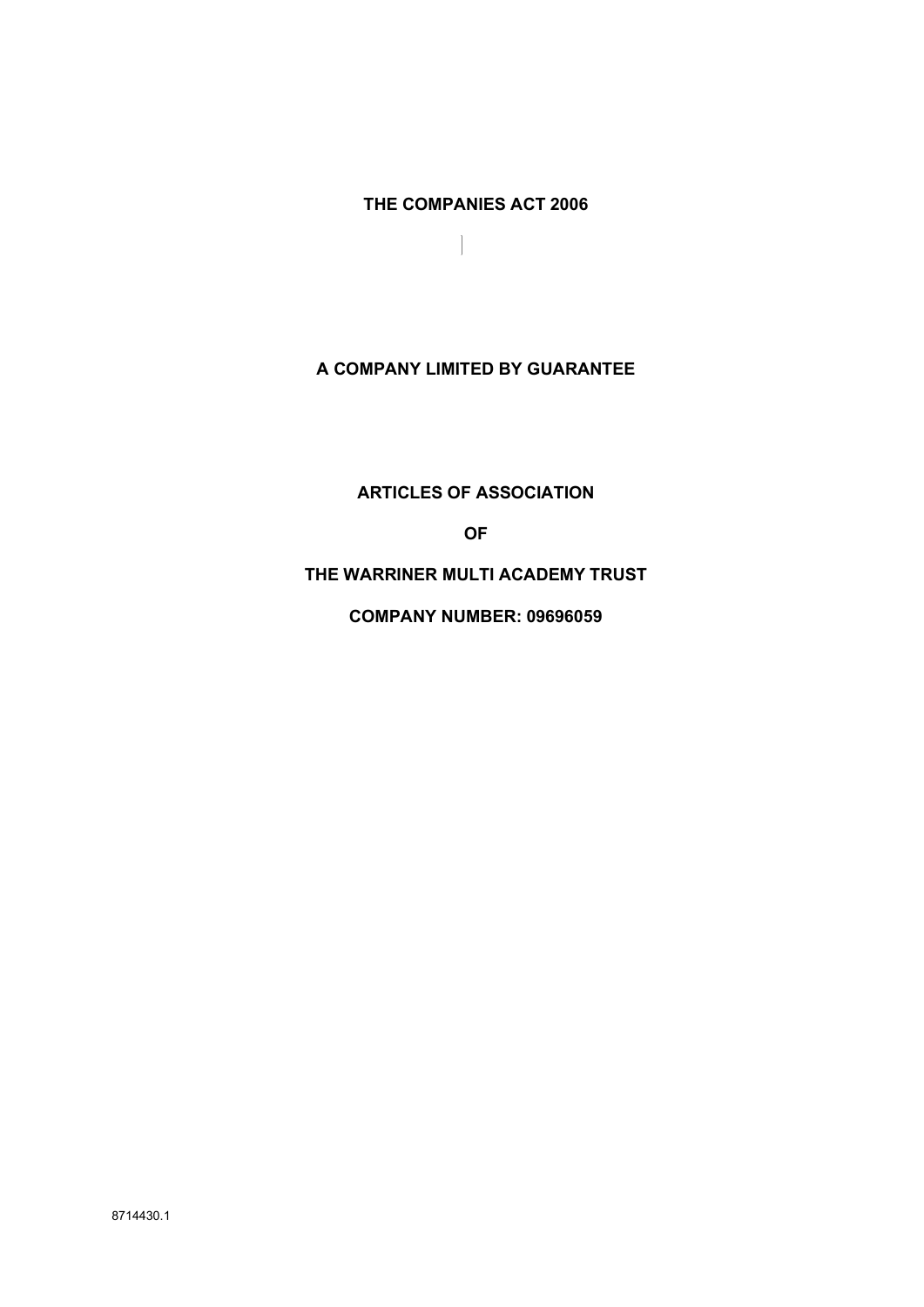**THE COMPANIES ACT 2006**

**A COMPANY LIMITED BY GUARANTEE**

**ARTICLES OF ASSOCIATION**

**OF**

**THE WARRINER MULTI ACADEMY TRUST**

**COMPANY NUMBER: 09696059**

8714430.1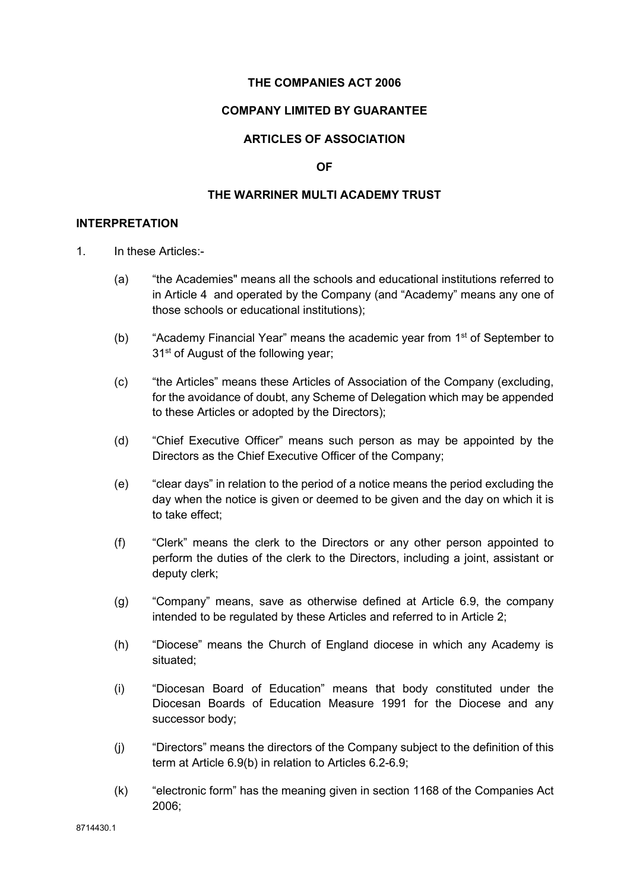**THE COMPANIES ACT 2006**

**COMPANY LIMITED BY GUARANTEE**

**ARTICLES OF ASSOCIATION**

**OF**

**THE WARRINER MULTI ACADEMY TRUST**

**INTERPRETATION**

1. In these Articles:-

   (a) "the Academies" means all the schools and educational institutions referred to in Article 4 and operated by the Company (and "Academy" means any one of those schools or educational institutions);

   (b) "Academy Financial Year" means the academic year from 1st of September to 31st of August of the following year;

   (c) "the Articles" means these Articles of Association of the Company (excluding, for the avoidance of doubt, any Scheme of Delegation which may be appended to these Articles or adopted by the Directors);

   (d) "Chief Executive Officer" means such person as may be appointed by the Directors as the Chief Executive Officer of the Company;

   (e) "clear days" in relation to the period of a notice means the period excluding the day when the notice is given or deemed to be given and the day on which it is to take effect;

   (f) "Clerk" means the clerk to the Directors or any other person appointed to perform the duties of the clerk to the Directors, including a joint, assistant or deputy clerk;

   (g) "Company" means, save as otherwise defined at Article 6.9, the company intended to be regulated by these Articles and referred to in Article 2;

   (h) "Diocese" means the Church of England diocese in which any Academy is situated;

   (i) "Diocesan Board of Education" means that body constituted under the Diocesan Boards of Education Measure 1991 for the Diocese and any successor body;

   (j) "Directors" means the directors of the Company subject to the definition of this term at Article 6.9(b) in relation to Articles 6.2-6.9;

   (k) "electronic form" has the meaning given in section 1168 of the Companies Act 2006;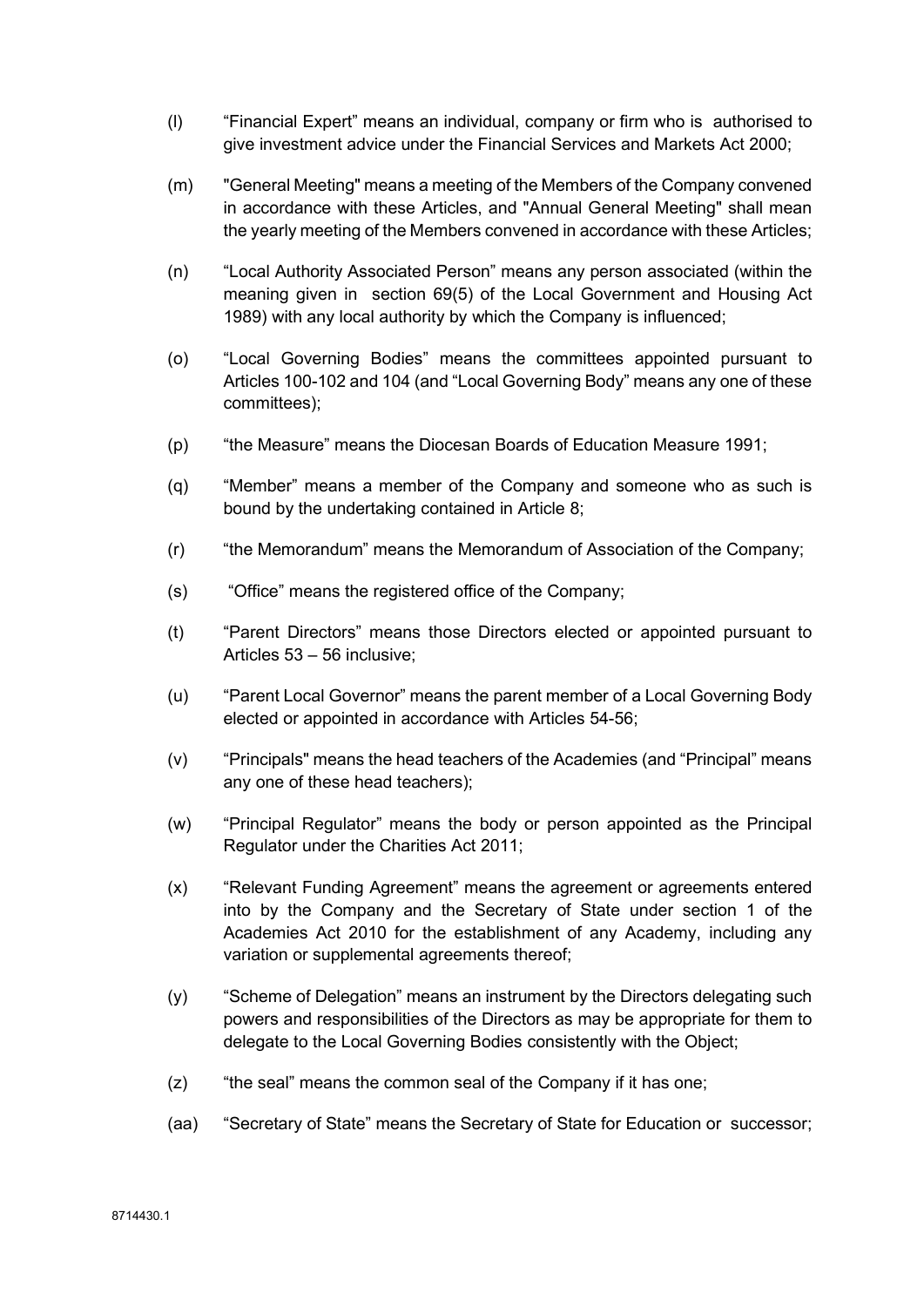(l) “Financial Expert” means an individual, company or firm who is authorised to give investment advice under the Financial Services and Markets Act 2000;

(m) "General Meeting" means a meeting of the Members of the Company convened in accordance with these Articles, and "Annual General Meeting" shall mean the yearly meeting of the Members convened in accordance with these Articles;

(n) “Local Authority Associated Person” means any person associated (within the meaning given in section 69(5) of the Local Government and Housing Act 1989) with any local authority by which the Company is influenced;

(o) “Local Governing Bodies” means the committees appointed pursuant to Articles 100-102 and 104 (and “Local Governing Body” means any one of these committees);

(p) “the Measure” means the Diocesan Boards of Education Measure 1991;

(q) “Member” means a member of the Company and someone who as such is bound by the undertaking contained in Article 8;

(r) “the Memorandum” means the Memorandum of Association of the Company;

(s) “Office” means the registered office of the Company;

(t) “Parent Directors” means those Directors elected or appointed pursuant to Articles 53 – 56 inclusive;

(u) “Parent Local Governor” means the parent member of a Local Governing Body elected or appointed in accordance with Articles 54-56;

(v) “Principals" means the head teachers of the Academies (and “Principal” means any one of these head teachers);

(w) “Principal Regulator” means the body or person appointed as the Principal Regulator under the Charities Act 2011;

(x) “Relevant Funding Agreement” means the agreement or agreements entered into by the Company and the Secretary of State under section 1 of the Academies Act 2010 for the establishment of any Academy, including any variation or supplemental agreements thereof;

(y) “Scheme of Delegation” means an instrument by the Directors delegating such powers and responsibilities of the Directors as may be appropriate for them to delegate to the Local Governing Bodies consistently with the Object;

(z) “the seal” means the common seal of the Company if it has one;

(aa) “Secretary of State” means the Secretary of State for Education or successor;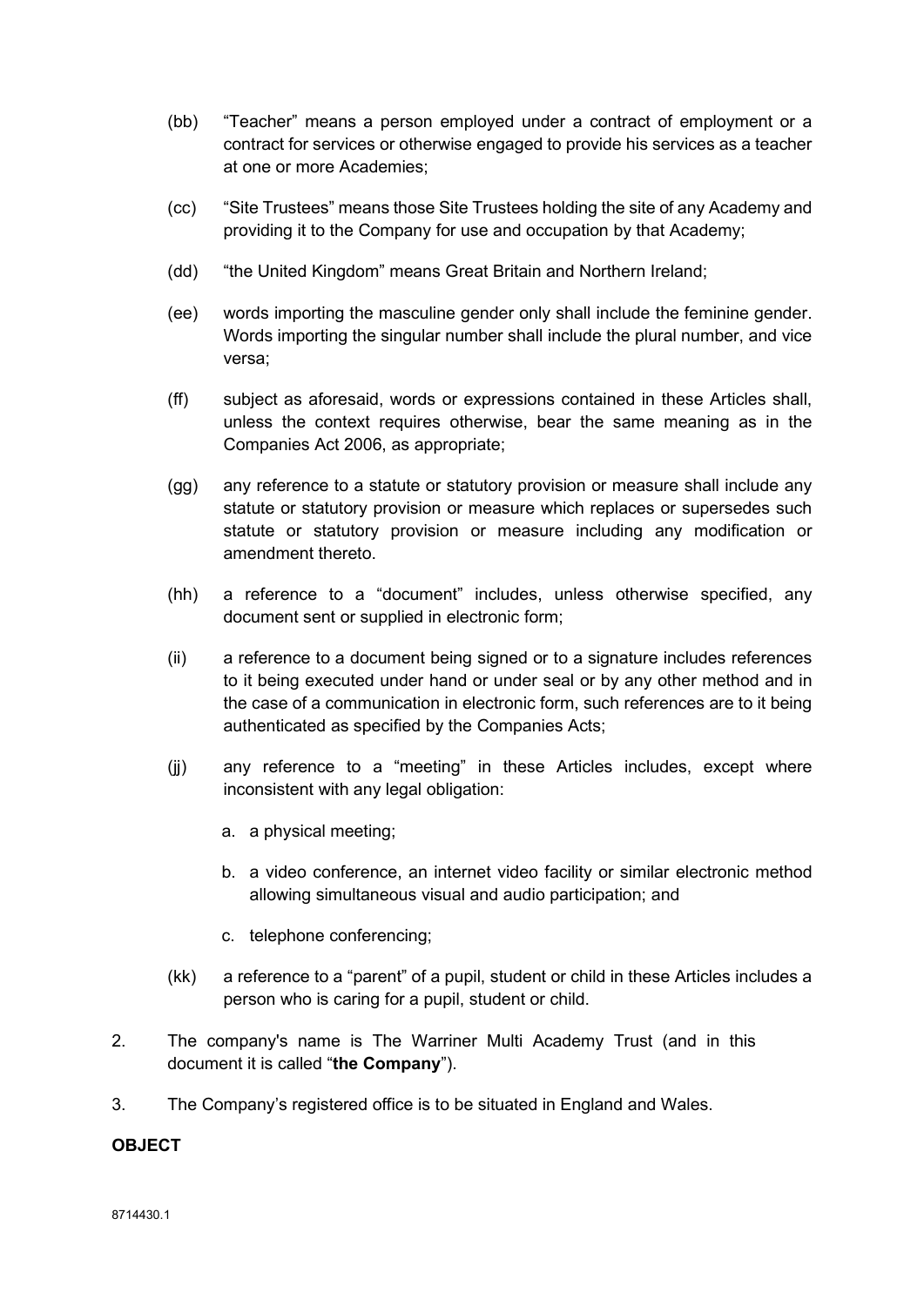(bb) "Teacher" means a person employed under a contract of employment or a contract for services or otherwise engaged to provide his services as a teacher at one or more Academies;

(cc) "Site Trustees" means those Site Trustees holding the site of any Academy and providing it to the Company for use and occupation by that Academy;

(dd) "the United Kingdom" means Great Britain and Northern Ireland;

(ee) words importing the masculine gender only shall include the feminine gender. Words importing the singular number shall include the plural number, and vice versa;

(ff) subject as aforesaid, words or expressions contained in these Articles shall, unless the context requires otherwise, bear the same meaning as in the Companies Act 2006, as appropriate;

(gg) any reference to a statute or statutory provision or measure shall include any statute or statutory provision or measure which replaces or supersedes such statute or statutory provision or measure including any modification or amendment thereto.

(hh) a reference to a "document" includes, unless otherwise specified, any document sent or supplied in electronic form;

(ii) a reference to a document being signed or to a signature includes references to it being executed under hand or under seal or by any other method and in the case of a communication in electronic form, such references are to it being authenticated as specified by the Companies Acts;

(jj) any reference to a "meeting" in these Articles includes, except where inconsistent with any legal obligation:

  a. a physical meeting;

  b. a video conference, an internet video facility or similar electronic method allowing simultaneous visual and audio participation; and

  c. telephone conferencing;

(kk) a reference to a "parent" of a pupil, student or child in these Articles includes a person who is caring for a pupil, student or child.

2. The company's name is The Warriner Multi Academy Trust (and in this document it is called "**the Company**").

3. The Company's registered office is to be situated in England and Wales.

**OBJECT**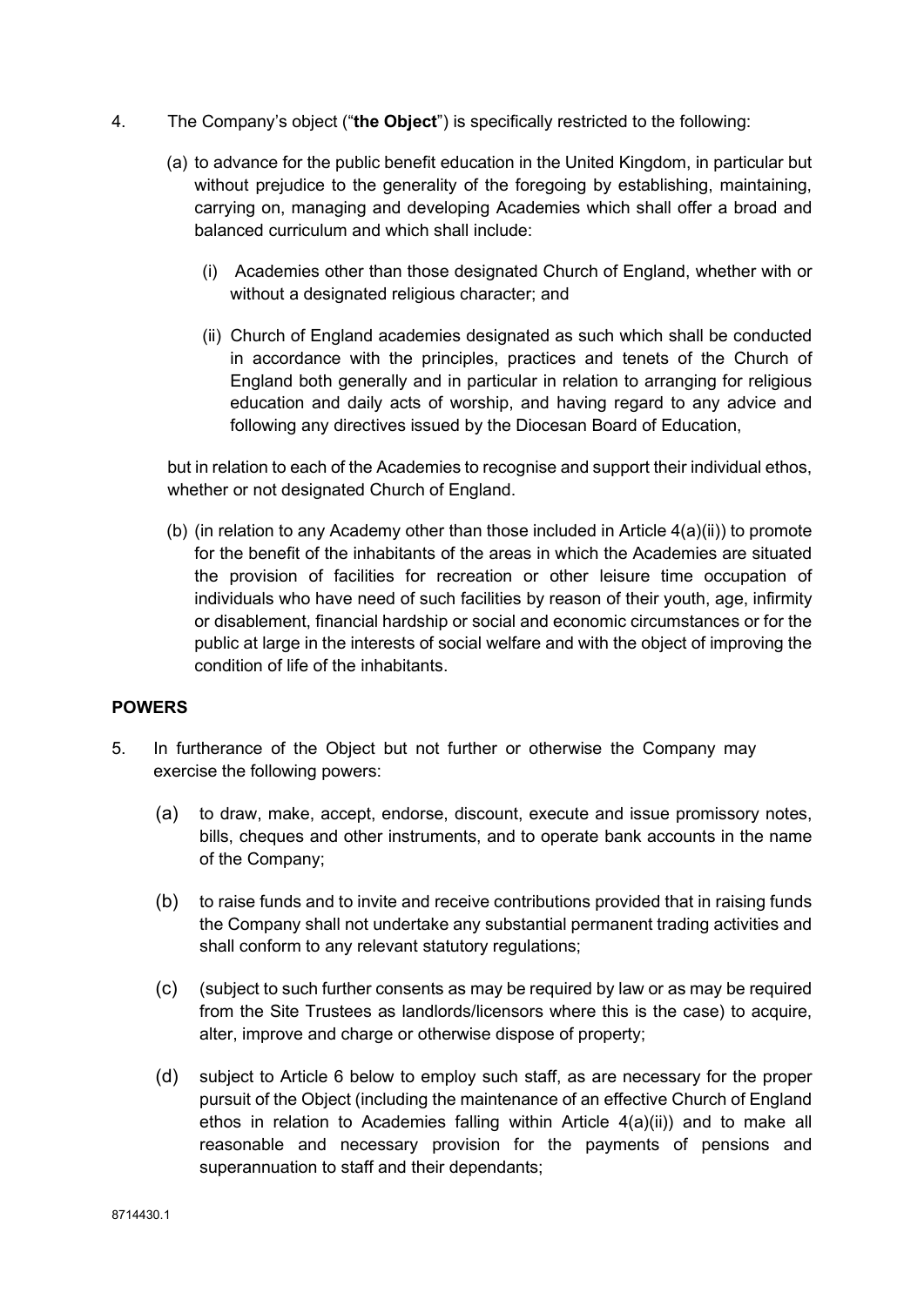4. The Company's object ("**the Object**") is specifically restricted to the following:

   (a) to advance for the public benefit education in the United Kingdom, in particular but without prejudice to the generality of the foregoing by establishing, maintaining, carrying on, managing and developing Academies which shall offer a broad and balanced curriculum and which shall include:

      (i) Academies other than those designated Church of England, whether with or without a designated religious character; and

      (ii) Church of England academies designated as such which shall be conducted in accordance with the principles, practices and tenets of the Church of England both generally and in particular in relation to arranging for religious education and daily acts of worship, and having regard to any advice and following any directives issued by the Diocesan Board of Education,

   but in relation to each of the Academies to recognise and support their individual ethos, whether or not designated Church of England.

   (b) (in relation to any Academy other than those included in Article 4(a)(ii)) to promote for the benefit of the inhabitants of the areas in which the Academies are situated the provision of facilities for recreation or other leisure time occupation of individuals who have need of such facilities by reason of their youth, age, infirmity or disablement, financial hardship or social and economic circumstances or for the public at large in the interests of social welfare and with the object of improving the condition of life of the inhabitants.

**POWERS**

5. In furtherance of the Object but not further or otherwise the Company may exercise the following powers:

   (a) to draw, make, accept, endorse, discount, execute and issue promissory notes, bills, cheques and other instruments, and to operate bank accounts in the name of the Company;

   (b) to raise funds and to invite and receive contributions provided that in raising funds the Company shall not undertake any substantial permanent trading activities and shall conform to any relevant statutory regulations;

   (c) (subject to such further consents as may be required by law or as may be required from the Site Trustees as landlords/licensors where this is the case) to acquire, alter, improve and charge or otherwise dispose of property;

   (d) subject to Article 6 below to employ such staff, as are necessary for the proper pursuit of the Object (including the maintenance of an effective Church of England ethos in relation to Academies falling within Article 4(a)(ii)) and to make all reasonable and necessary provision for the payments of pensions and superannuation to staff and their dependants;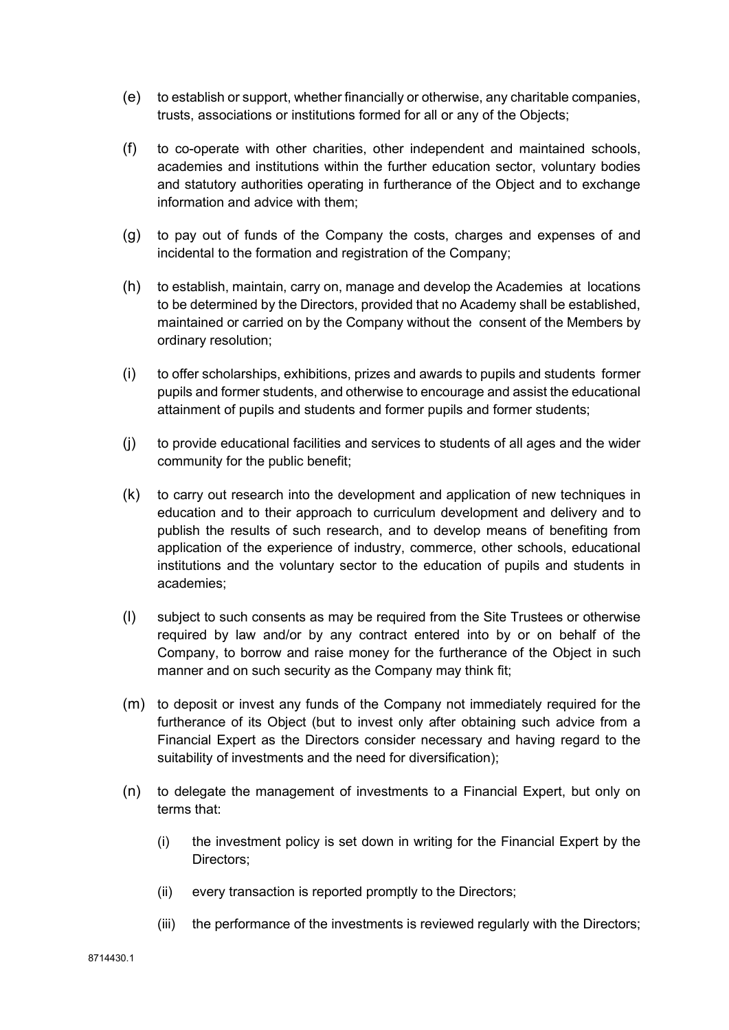(e) to establish or support, whether financially or otherwise, any charitable companies, trusts, associations or institutions formed for all or any of the Objects;

(f) to co-operate with other charities, other independent and maintained schools, academies and institutions within the further education sector, voluntary bodies and statutory authorities operating in furtherance of the Object and to exchange information and advice with them;

(g) to pay out of funds of the Company the costs, charges and expenses of and incidental to the formation and registration of the Company;

(h) to establish, maintain, carry on, manage and develop the Academies at locations to be determined by the Directors, provided that no Academy shall be established, maintained or carried on by the Company without the consent of the Members by ordinary resolution;

(i) to offer scholarships, exhibitions, prizes and awards to pupils and students former pupils and former students, and otherwise to encourage and assist the educational attainment of pupils and students and former pupils and former students;

(j) to provide educational facilities and services to students of all ages and the wider community for the public benefit;

(k) to carry out research into the development and application of new techniques in education and to their approach to curriculum development and delivery and to publish the results of such research, and to develop means of benefiting from application of the experience of industry, commerce, other schools, educational institutions and the voluntary sector to the education of pupils and students in academies;

(l) subject to such consents as may be required from the Site Trustees or otherwise required by law and/or by any contract entered into by or on behalf of the Company, to borrow and raise money for the furtherance of the Object in such manner and on such security as the Company may think fit;

(m) to deposit or invest any funds of the Company not immediately required for the furtherance of its Object (but to invest only after obtaining such advice from a Financial Expert as the Directors consider necessary and having regard to the suitability of investments and the need for diversification);

(n) to delegate the management of investments to a Financial Expert, but only on terms that:

   (i) the investment policy is set down in writing for the Financial Expert by the Directors;

   (ii) every transaction is reported promptly to the Directors;

   (iii) the performance of the investments is reviewed regularly with the Directors;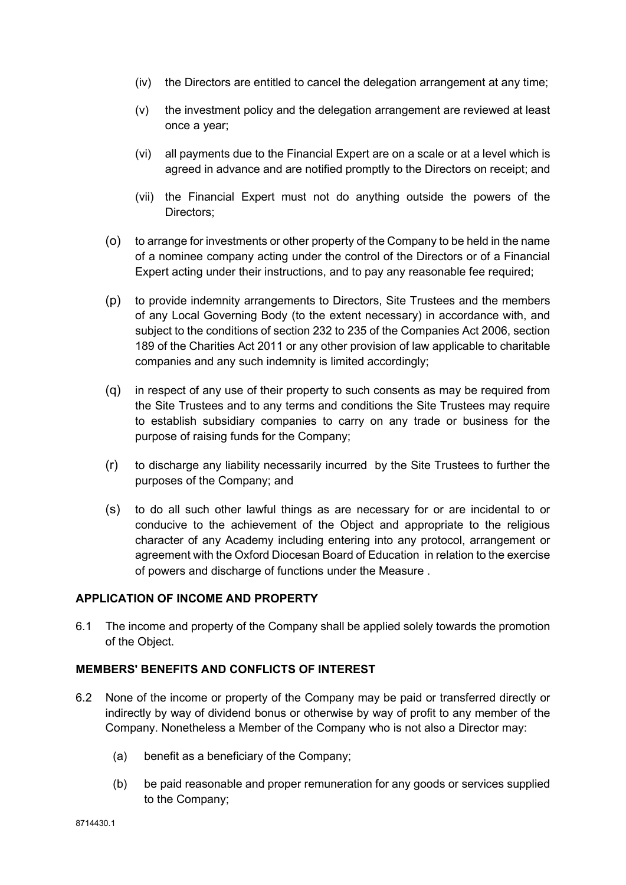(iv) the Directors are entitled to cancel the delegation arrangement at any time;

(v) the investment policy and the delegation arrangement are reviewed at least once a year;

(vi) all payments due to the Financial Expert are on a scale or at a level which is agreed in advance and are notified promptly to the Directors on receipt; and

(vii) the Financial Expert must not do anything outside the powers of the Directors;

(o) to arrange for investments or other property of the Company to be held in the name of a nominee company acting under the control of the Directors or of a Financial Expert acting under their instructions, and to pay any reasonable fee required;

(p) to provide indemnity arrangements to Directors, Site Trustees and the members of any Local Governing Body (to the extent necessary) in accordance with, and subject to the conditions of section 232 to 235 of the Companies Act 2006, section 189 of the Charities Act 2011 or any other provision of law applicable to charitable companies and any such indemnity is limited accordingly;

(q) in respect of any use of their property to such consents as may be required from the Site Trustees and to any terms and conditions the Site Trustees may require to establish subsidiary companies to carry on any trade or business for the purpose of raising funds for the Company;

(r) to discharge any liability necessarily incurred by the Site Trustees to further the purposes of the Company; and

(s) to do all such other lawful things as are necessary for or are incidental to or conducive to the achievement of the Object and appropriate to the religious character of any Academy including entering into any protocol, arrangement or agreement with the Oxford Diocesan Board of Education in relation to the exercise of powers and discharge of functions under the Measure .

**APPLICATION OF INCOME AND PROPERTY**

6.1 The income and property of the Company shall be applied solely towards the promotion of the Object.

**MEMBERS' BENEFITS AND CONFLICTS OF INTEREST**

6.2 None of the income or property of the Company may be paid or transferred directly or indirectly by way of dividend bonus or otherwise by way of profit to any member of the Company. Nonetheless a Member of the Company who is not also a Director may:

(a) benefit as a beneficiary of the Company;

(b) be paid reasonable and proper remuneration for any goods or services supplied to the Company;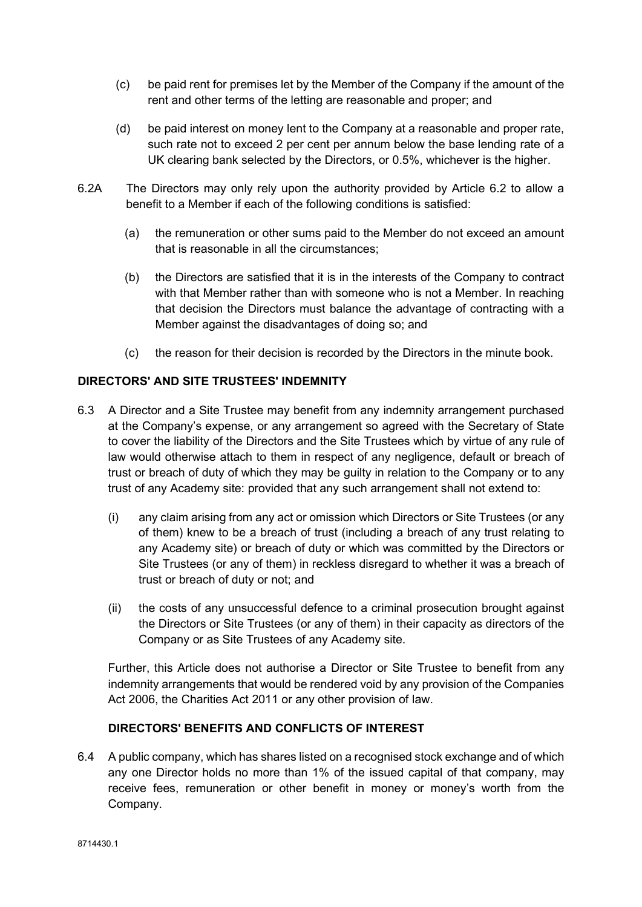(c) be paid rent for premises let by the Member of the Company if the amount of the rent and other terms of the letting are reasonable and proper; and

(d) be paid interest on money lent to the Company at a reasonable and proper rate, such rate not to exceed 2 per cent per annum below the base lending rate of a UK clearing bank selected by the Directors, or 0.5%, whichever is the higher.

6.2A The Directors may only rely upon the authority provided by Article 6.2 to allow a benefit to a Member if each of the following conditions is satisfied:

(a) the remuneration or other sums paid to the Member do not exceed an amount that is reasonable in all the circumstances;

(b) the Directors are satisfied that it is in the interests of the Company to contract with that Member rather than with someone who is not a Member. In reaching that decision the Directors must balance the advantage of contracting with a Member against the disadvantages of doing so; and

(c) the reason for their decision is recorded by the Directors in the minute book.

**DIRECTORS' AND SITE TRUSTEES' INDEMNITY**

6.3 A Director and a Site Trustee may benefit from any indemnity arrangement purchased at the Company's expense, or any arrangement so agreed with the Secretary of State to cover the liability of the Directors and the Site Trustees which by virtue of any rule of law would otherwise attach to them in respect of any negligence, default or breach of trust or breach of duty of which they may be guilty in relation to the Company or to any trust of any Academy site: provided that any such arrangement shall not extend to:

(i) any claim arising from any act or omission which Directors or Site Trustees (or any of them) knew to be a breach of trust (including a breach of any trust relating to any Academy site) or breach of duty or which was committed by the Directors or Site Trustees (or any of them) in reckless disregard to whether it was a breach of trust or breach of duty or not; and

(ii) the costs of any unsuccessful defence to a criminal prosecution brought against the Directors or Site Trustees (or any of them) in their capacity as directors of the Company or as Site Trustees of any Academy site.

Further, this Article does not authorise a Director or Site Trustee to benefit from any indemnity arrangements that would be rendered void by any provision of the Companies Act 2006, the Charities Act 2011 or any other provision of law.

**DIRECTORS' BENEFITS AND CONFLICTS OF INTEREST**

6.4 A public company, which has shares listed on a recognised stock exchange and of which any one Director holds no more than 1% of the issued capital of that company, may receive fees, remuneration or other benefit in money or money's worth from the Company.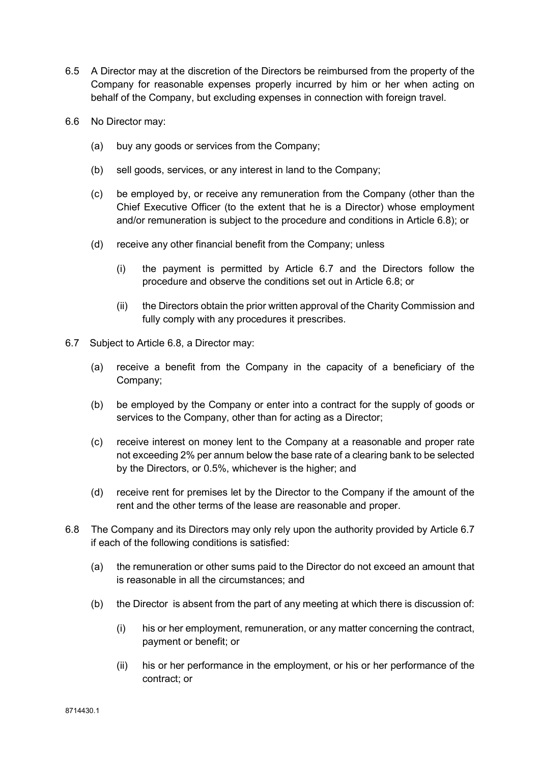6.5 A Director may at the discretion of the Directors be reimbursed from the property of the Company for reasonable expenses properly incurred by him or her when acting on behalf of the Company, but excluding expenses in connection with foreign travel.

6.6 No Director may:

(a) buy any goods or services from the Company;

(b) sell goods, services, or any interest in land to the Company;

(c) be employed by, or receive any remuneration from the Company (other than the Chief Executive Officer (to the extent that he is a Director) whose employment and/or remuneration is subject to the procedure and conditions in Article 6.8); or

(d) receive any other financial benefit from the Company; unless

(i) the payment is permitted by Article 6.7 and the Directors follow the procedure and observe the conditions set out in Article 6.8; or

(ii) the Directors obtain the prior written approval of the Charity Commission and fully comply with any procedures it prescribes.

6.7 Subject to Article 6.8, a Director may:

(a) receive a benefit from the Company in the capacity of a beneficiary of the Company;

(b) be employed by the Company or enter into a contract for the supply of goods or services to the Company, other than for acting as a Director;

(c) receive interest on money lent to the Company at a reasonable and proper rate not exceeding 2% per annum below the base rate of a clearing bank to be selected by the Directors, or 0.5%, whichever is the higher; and

(d) receive rent for premises let by the Director to the Company if the amount of the rent and the other terms of the lease are reasonable and proper.

6.8 The Company and its Directors may only rely upon the authority provided by Article 6.7 if each of the following conditions is satisfied:

(a) the remuneration or other sums paid to the Director do not exceed an amount that is reasonable in all the circumstances; and

(b) the Director is absent from the part of any meeting at which there is discussion of:

(i) his or her employment, remuneration, or any matter concerning the contract, payment or benefit; or

(ii) his or her performance in the employment, or his or her performance of the contract; or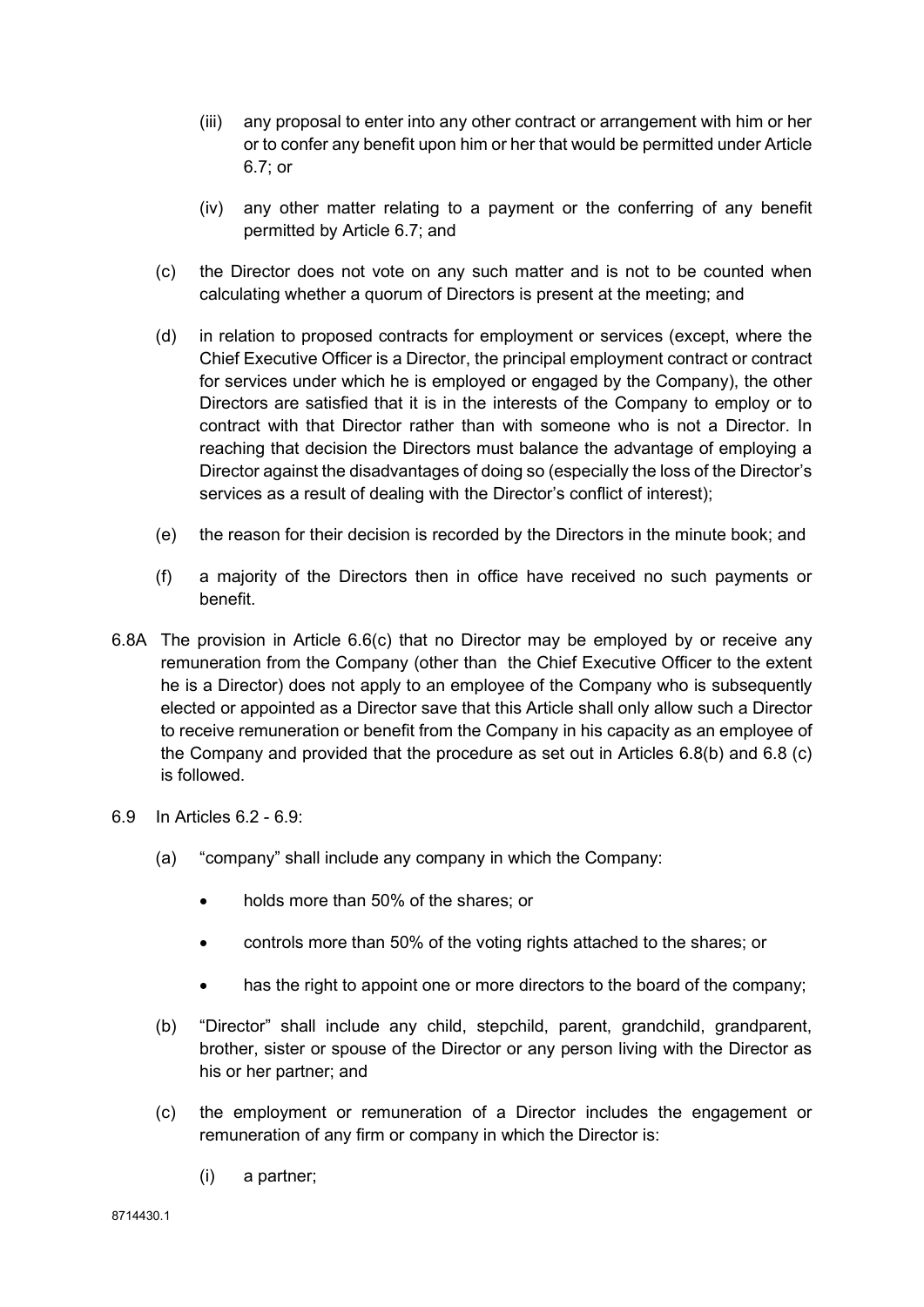(iii) any proposal to enter into any other contract or arrangement with him or her or to confer any benefit upon him or her that would be permitted under Article 6.7; or

(iv) any other matter relating to a payment or the conferring of any benefit permitted by Article 6.7; and

(c) the Director does not vote on any such matter and is not to be counted when calculating whether a quorum of Directors is present at the meeting; and

(d) in relation to proposed contracts for employment or services (except, where the Chief Executive Officer is a Director, the principal employment contract or contract for services under which he is employed or engaged by the Company), the other Directors are satisfied that it is in the interests of the Company to employ or to contract with that Director rather than with someone who is not a Director. In reaching that decision the Directors must balance the advantage of employing a Director against the disadvantages of doing so (especially the loss of the Director's services as a result of dealing with the Director's conflict of interest);

(e) the reason for their decision is recorded by the Directors in the minute book; and

(f) a majority of the Directors then in office have received no such payments or benefit.

6.8A The provision in Article 6.6(c) that no Director may be employed by or receive any remuneration from the Company (other than the Chief Executive Officer to the extent he is a Director) does not apply to an employee of the Company who is subsequently elected or appointed as a Director save that this Article shall only allow such a Director to receive remuneration or benefit from the Company in his capacity as an employee of the Company and provided that the procedure as set out in Articles 6.8(b) and 6.8 (c) is followed.

6.9 In Articles 6.2 - 6.9:

(a) "company" shall include any company in which the Company:

- holds more than 50% of the shares; or
- controls more than 50% of the voting rights attached to the shares; or
- has the right to appoint one or more directors to the board of the company;

(b) "Director" shall include any child, stepchild, parent, grandchild, grandparent, brother, sister or spouse of the Director or any person living with the Director as his or her partner; and

(c) the employment or remuneration of a Director includes the engagement or remuneration of any firm or company in which the Director is:

(i) a partner;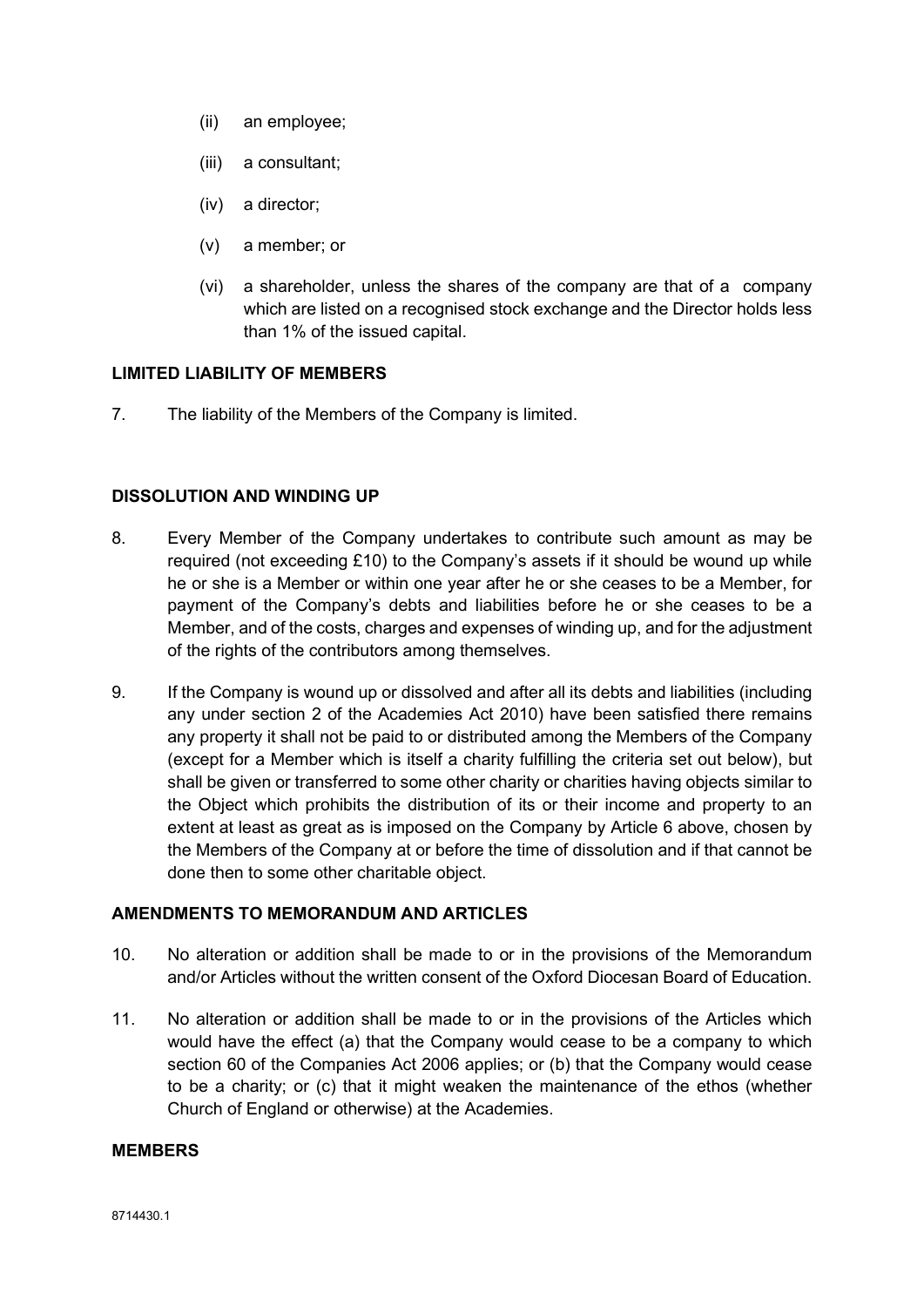(ii) an employee;

(iii) a consultant;

(iv) a director;

(v) a member; or

(vi) a shareholder, unless the shares of the company are that of a company which are listed on a recognised stock exchange and the Director holds less than 1% of the issued capital.

**LIMITED LIABILITY OF MEMBERS**

7. The liability of the Members of the Company is limited.

**DISSOLUTION AND WINDING UP**

8. Every Member of the Company undertakes to contribute such amount as may be required (not exceeding £10) to the Company's assets if it should be wound up while he or she is a Member or within one year after he or she ceases to be a Member, for payment of the Company's debts and liabilities before he or she ceases to be a Member, and of the costs, charges and expenses of winding up, and for the adjustment of the rights of the contributors among themselves.

9. If the Company is wound up or dissolved and after all its debts and liabilities (including any under section 2 of the Academies Act 2010) have been satisfied there remains any property it shall not be paid to or distributed among the Members of the Company (except for a Member which is itself a charity fulfilling the criteria set out below), but shall be given or transferred to some other charity or charities having objects similar to the Object which prohibits the distribution of its or their income and property to an extent at least as great as is imposed on the Company by Article 6 above, chosen by the Members of the Company at or before the time of dissolution and if that cannot be done then to some other charitable object.

**AMENDMENTS TO MEMORANDUM AND ARTICLES**

10. No alteration or addition shall be made to or in the provisions of the Memorandum and/or Articles without the written consent of the Oxford Diocesan Board of Education.

11. No alteration or addition shall be made to or in the provisions of the Articles which would have the effect (a) that the Company would cease to be a company to which section 60 of the Companies Act 2006 applies; or (b) that the Company would cease to be a charity; or (c) that it might weaken the maintenance of the ethos (whether Church of England or otherwise) at the Academies.

**MEMBERS**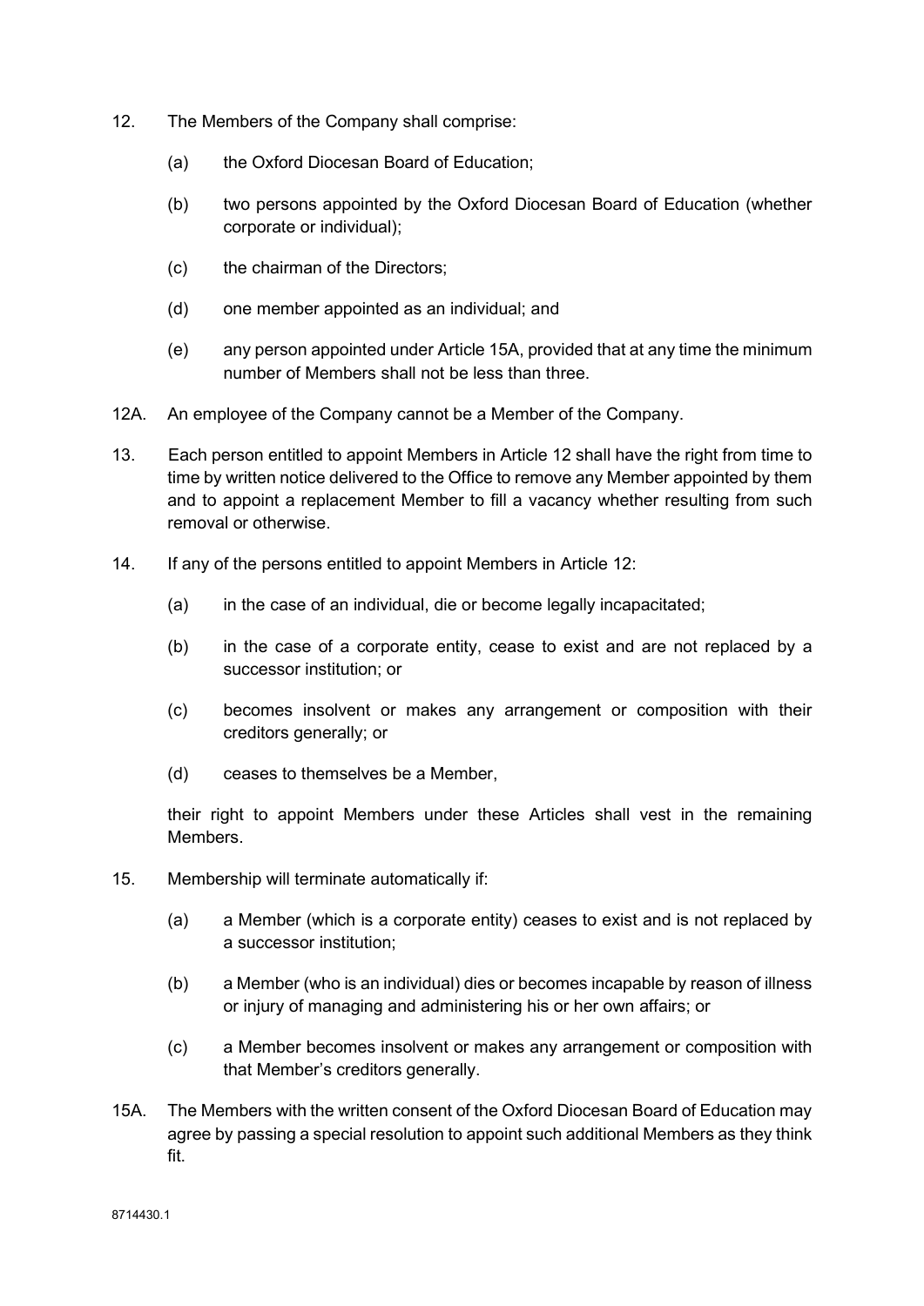12. The Members of the Company shall comprise:

    (a) the Oxford Diocesan Board of Education;

    (b) two persons appointed by the Oxford Diocesan Board of Education (whether corporate or individual);

    (c) the chairman of the Directors;

    (d) one member appointed as an individual; and

    (e) any person appointed under Article 15A, provided that at any time the minimum number of Members shall not be less than three.

12A. An employee of the Company cannot be a Member of the Company.

13. Each person entitled to appoint Members in Article 12 shall have the right from time to time by written notice delivered to the Office to remove any Member appointed by them and to appoint a replacement Member to fill a vacancy whether resulting from such removal or otherwise.

14. If any of the persons entitled to appoint Members in Article 12:

    (a) in the case of an individual, die or become legally incapacitated;

    (b) in the case of a corporate entity, cease to exist and are not replaced by a successor institution; or

    (c) becomes insolvent or makes any arrangement or composition with their creditors generally; or

    (d) ceases to themselves be a Member,

    their right to appoint Members under these Articles shall vest in the remaining Members.

15. Membership will terminate automatically if:

    (a) a Member (which is a corporate entity) ceases to exist and is not replaced by a successor institution;

    (b) a Member (who is an individual) dies or becomes incapable by reason of illness or injury of managing and administering his or her own affairs; or

    (c) a Member becomes insolvent or makes any arrangement or composition with that Member's creditors generally.

15A. The Members with the written consent of the Oxford Diocesan Board of Education may agree by passing a special resolution to appoint such additional Members as they think fit.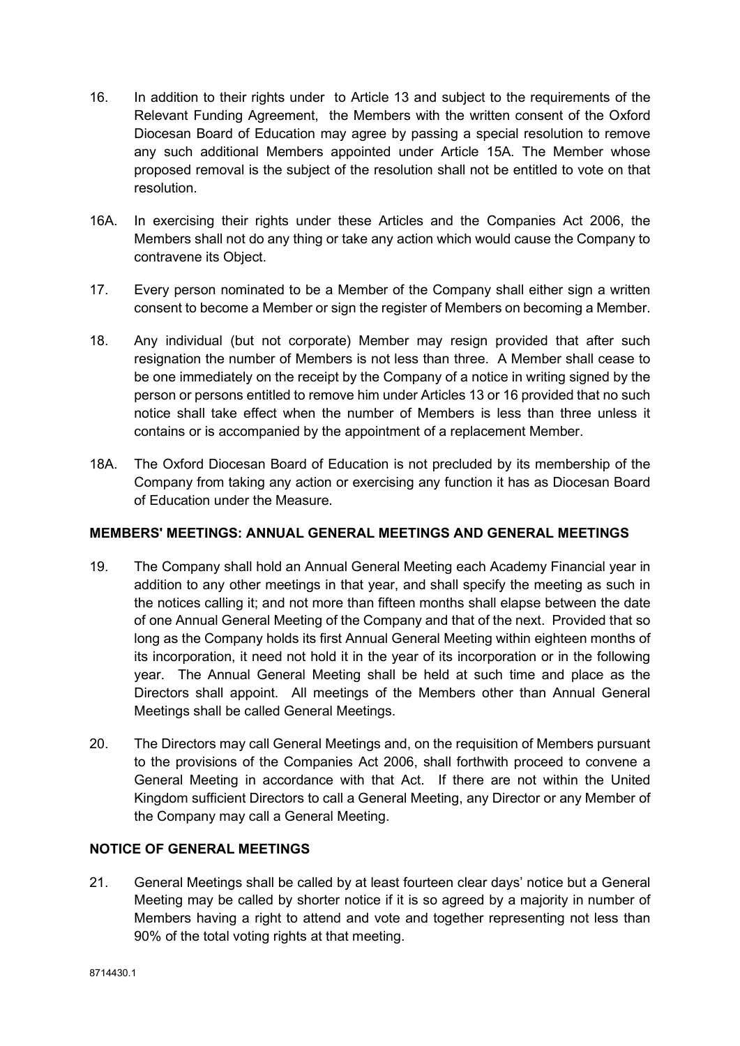16. In addition to their rights under to Article 13 and subject to the requirements of the Relevant Funding Agreement, the Members with the written consent of the Oxford Diocesan Board of Education may agree by passing a special resolution to remove any such additional Members appointed under Article 15A. The Member whose proposed removal is the subject of the resolution shall not be entitled to vote on that resolution.

16A. In exercising their rights under these Articles and the Companies Act 2006, the Members shall not do any thing or take any action which would cause the Company to contravene its Object.

17. Every person nominated to be a Member of the Company shall either sign a written consent to become a Member or sign the register of Members on becoming a Member.

18. Any individual (but not corporate) Member may resign provided that after such resignation the number of Members is not less than three. A Member shall cease to be one immediately on the receipt by the Company of a notice in writing signed by the person or persons entitled to remove him under Articles 13 or 16 provided that no such notice shall take effect when the number of Members is less than three unless it contains or is accompanied by the appointment of a replacement Member.

18A. The Oxford Diocesan Board of Education is not precluded by its membership of the Company from taking any action or exercising any function it has as Diocesan Board of Education under the Measure.

**MEMBERS' MEETINGS: ANNUAL GENERAL MEETINGS AND GENERAL MEETINGS**

19. The Company shall hold an Annual General Meeting each Academy Financial year in addition to any other meetings in that year, and shall specify the meeting as such in the notices calling it; and not more than fifteen months shall elapse between the date of one Annual General Meeting of the Company and that of the next. Provided that so long as the Company holds its first Annual General Meeting within eighteen months of its incorporation, it need not hold it in the year of its incorporation or in the following year. The Annual General Meeting shall be held at such time and place as the Directors shall appoint. All meetings of the Members other than Annual General Meetings shall be called General Meetings.

20. The Directors may call General Meetings and, on the requisition of Members pursuant to the provisions of the Companies Act 2006, shall forthwith proceed to convene a General Meeting in accordance with that Act. If there are not within the United Kingdom sufficient Directors to call a General Meeting, any Director or any Member of the Company may call a General Meeting.

**NOTICE OF GENERAL MEETINGS**

21. General Meetings shall be called by at least fourteen clear days' notice but a General Meeting may be called by shorter notice if it is so agreed by a majority in number of Members having a right to attend and vote and together representing not less than 90% of the total voting rights at that meeting.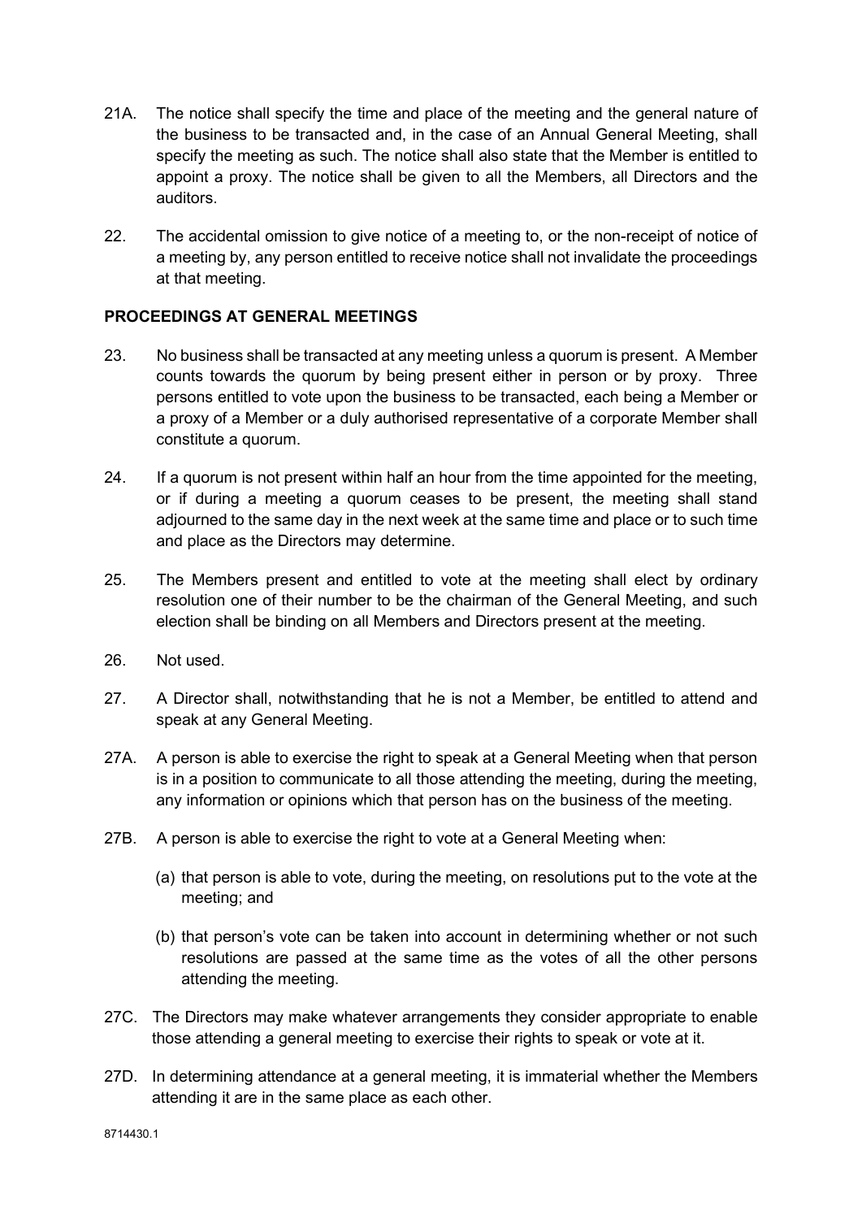21A. The notice shall specify the time and place of the meeting and the general nature of the business to be transacted and, in the case of an Annual General Meeting, shall specify the meeting as such. The notice shall also state that the Member is entitled to appoint a proxy. The notice shall be given to all the Members, all Directors and the auditors.

22. The accidental omission to give notice of a meeting to, or the non-receipt of notice of a meeting by, any person entitled to receive notice shall not invalidate the proceedings at that meeting.

**PROCEEDINGS AT GENERAL MEETINGS**

23. No business shall be transacted at any meeting unless a quorum is present. A Member counts towards the quorum by being present either in person or by proxy. Three persons entitled to vote upon the business to be transacted, each being a Member or a proxy of a Member or a duly authorised representative of a corporate Member shall constitute a quorum.

24. If a quorum is not present within half an hour from the time appointed for the meeting, or if during a meeting a quorum ceases to be present, the meeting shall stand adjourned to the same day in the next week at the same time and place or to such time and place as the Directors may determine.

25. The Members present and entitled to vote at the meeting shall elect by ordinary resolution one of their number to be the chairman of the General Meeting, and such election shall be binding on all Members and Directors present at the meeting.

26. Not used.

27. A Director shall, notwithstanding that he is not a Member, be entitled to attend and speak at any General Meeting.

27A. A person is able to exercise the right to speak at a General Meeting when that person is in a position to communicate to all those attending the meeting, during the meeting, any information or opinions which that person has on the business of the meeting.

27B. A person is able to exercise the right to vote at a General Meeting when:

(a) that person is able to vote, during the meeting, on resolutions put to the vote at the meeting; and

(b) that person's vote can be taken into account in determining whether or not such resolutions are passed at the same time as the votes of all the other persons attending the meeting.

27C. The Directors may make whatever arrangements they consider appropriate to enable those attending a general meeting to exercise their rights to speak or vote at it.

27D. In determining attendance at a general meeting, it is immaterial whether the Members attending it are in the same place as each other.

8714430.1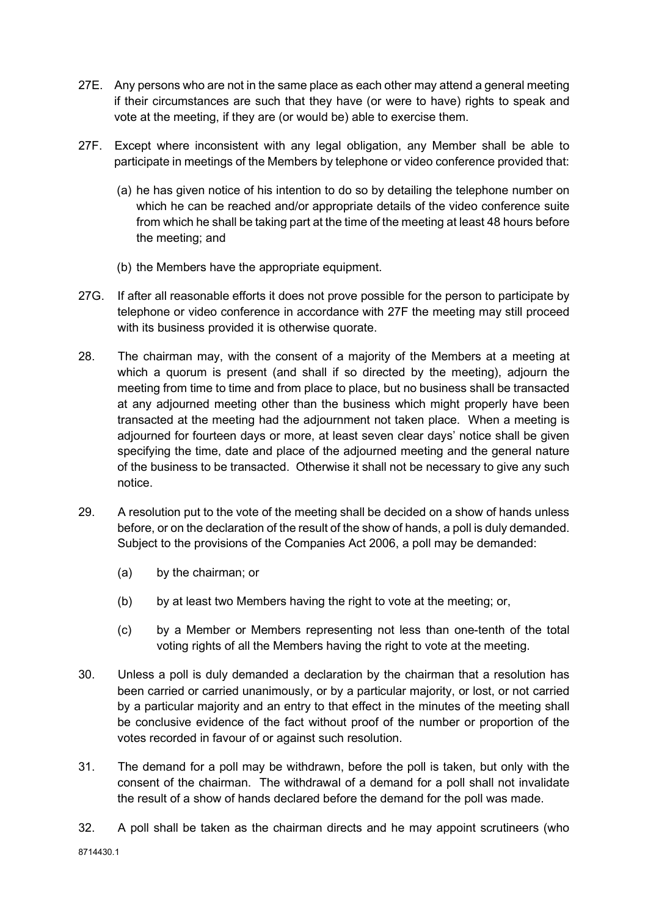27E. Any persons who are not in the same place as each other may attend a general meeting if their circumstances are such that they have (or were to have) rights to speak and vote at the meeting, if they are (or would be) able to exercise them.

27F. Except where inconsistent with any legal obligation, any Member shall be able to participate in meetings of the Members by telephone or video conference provided that:

(a) he has given notice of his intention to do so by detailing the telephone number on which he can be reached and/or appropriate details of the video conference suite from which he shall be taking part at the time of the meeting at least 48 hours before the meeting; and

(b) the Members have the appropriate equipment.

27G. If after all reasonable efforts it does not prove possible for the person to participate by telephone or video conference in accordance with 27F the meeting may still proceed with its business provided it is otherwise quorate.

28. The chairman may, with the consent of a majority of the Members at a meeting at which a quorum is present (and shall if so directed by the meeting), adjourn the meeting from time to time and from place to place, but no business shall be transacted at any adjourned meeting other than the business which might properly have been transacted at the meeting had the adjournment not taken place. When a meeting is adjourned for fourteen days or more, at least seven clear days' notice shall be given specifying the time, date and place of the adjourned meeting and the general nature of the business to be transacted. Otherwise it shall not be necessary to give any such notice.

29. A resolution put to the vote of the meeting shall be decided on a show of hands unless before, or on the declaration of the result of the show of hands, a poll is duly demanded. Subject to the provisions of the Companies Act 2006, a poll may be demanded:

(a) by the chairman; or

(b) by at least two Members having the right to vote at the meeting; or,

(c) by a Member or Members representing not less than one-tenth of the total voting rights of all the Members having the right to vote at the meeting.

30. Unless a poll is duly demanded a declaration by the chairman that a resolution has been carried or carried unanimously, or by a particular majority, or lost, or not carried by a particular majority and an entry to that effect in the minutes of the meeting shall be conclusive evidence of the fact without proof of the number or proportion of the votes recorded in favour of or against such resolution.

31. The demand for a poll may be withdrawn, before the poll is taken, but only with the consent of the chairman. The withdrawal of a demand for a poll shall not invalidate the result of a show of hands declared before the demand for the poll was made.

32. A poll shall be taken as the chairman directs and he may appoint scrutineers (who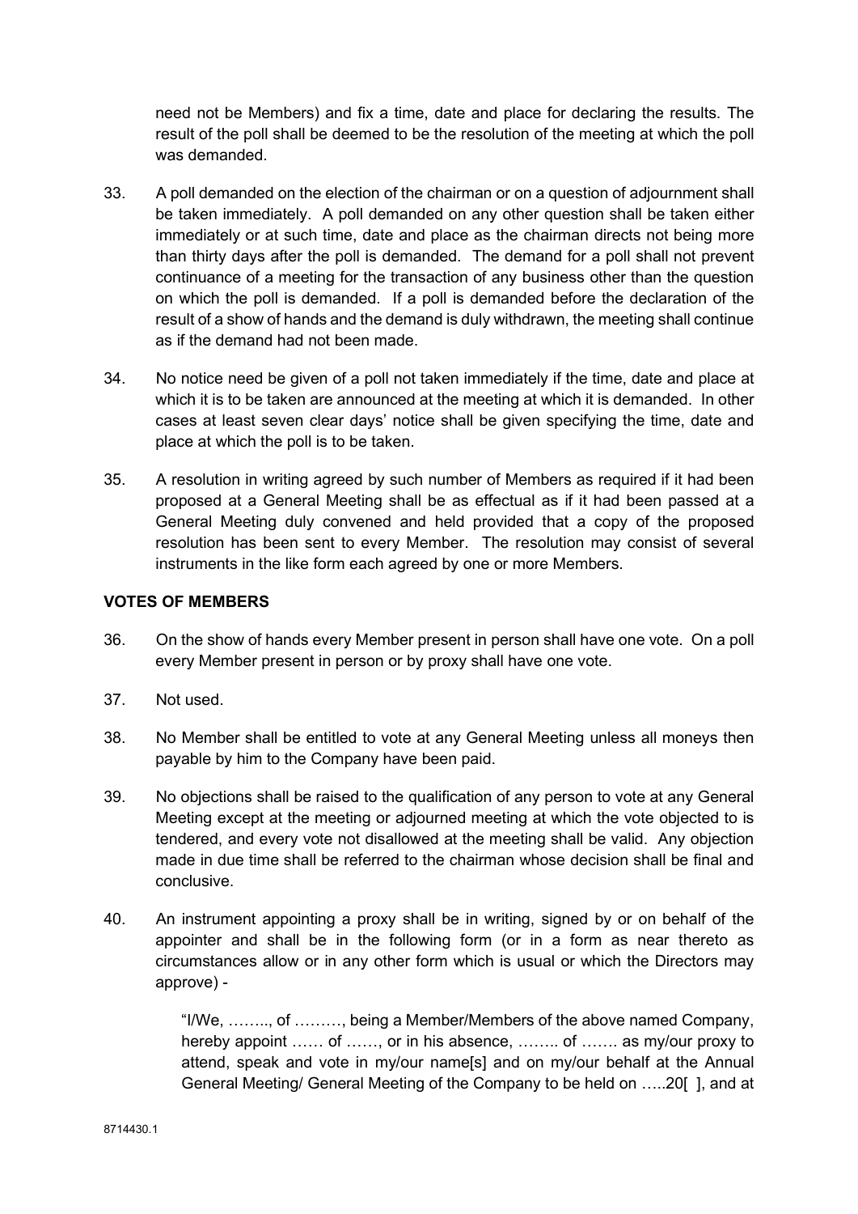need not be Members) and fix a time, date and place for declaring the results. The result of the poll shall be deemed to be the resolution of the meeting at which the poll was demanded.

33. A poll demanded on the election of the chairman or on a question of adjournment shall be taken immediately. A poll demanded on any other question shall be taken either immediately or at such time, date and place as the chairman directs not being more than thirty days after the poll is demanded. The demand for a poll shall not prevent continuance of a meeting for the transaction of any business other than the question on which the poll is demanded. If a poll is demanded before the declaration of the result of a show of hands and the demand is duly withdrawn, the meeting shall continue as if the demand had not been made.

34. No notice need be given of a poll not taken immediately if the time, date and place at which it is to be taken are announced at the meeting at which it is demanded. In other cases at least seven clear days' notice shall be given specifying the time, date and place at which the poll is to be taken.

35. A resolution in writing agreed by such number of Members as required if it had been proposed at a General Meeting shall be as effectual as if it had been passed at a General Meeting duly convened and held provided that a copy of the proposed resolution has been sent to every Member. The resolution may consist of several instruments in the like form each agreed by one or more Members.

**VOTES OF MEMBERS**

36. On the show of hands every Member present in person shall have one vote. On a poll every Member present in person or by proxy shall have one vote.

37. Not used.

38. No Member shall be entitled to vote at any General Meeting unless all moneys then payable by him to the Company have been paid.

39. No objections shall be raised to the qualification of any person to vote at any General Meeting except at the meeting or adjourned meeting at which the vote objected to is tendered, and every vote not disallowed at the meeting shall be valid. Any objection made in due time shall be referred to the chairman whose decision shall be final and conclusive.

40. An instrument appointing a proxy shall be in writing, signed by or on behalf of the appointer and shall be in the following form (or in a form as near thereto as circumstances allow or in any other form which is usual or which the Directors may approve) -

"I/We, …….., of ………, being a Member/Members of the above named Company, hereby appoint …… of ……, or in his absence, …….. of ……. as my/our proxy to attend, speak and vote in my/our name[s] and on my/our behalf at the Annual General Meeting/ General Meeting of the Company to be held on …..20[ ], and at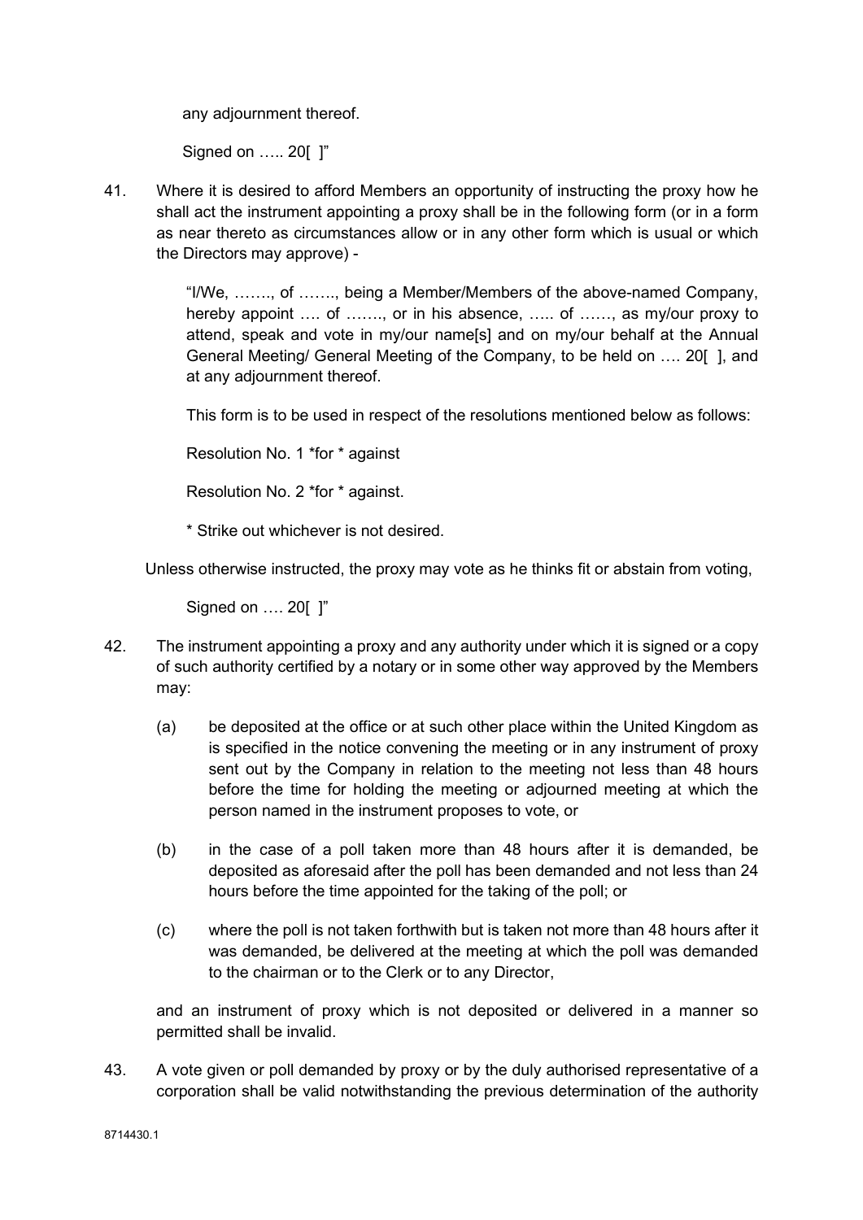any adjournment thereof.

Signed on ….. 20[ ]"

41. Where it is desired to afford Members an opportunity of instructing the proxy how he shall act the instrument appointing a proxy shall be in the following form (or in a form as near thereto as circumstances allow or in any other form which is usual or which the Directors may approve) -

> "I/We, ……., of ……., being a Member/Members of the above-named Company, hereby appoint …. of ……., or in his absence, ….. of ……, as my/our proxy to attend, speak and vote in my/our name[s] and on my/our behalf at the Annual General Meeting/ General Meeting of the Company, to be held on …. 20[ ], and at any adjournment thereof.
>
> This form is to be used in respect of the resolutions mentioned below as follows:
>
> Resolution No. 1 *for * against
>
> Resolution No. 2 *for * against.
>
> * Strike out whichever is not desired.
>
> Unless otherwise instructed, the proxy may vote as he thinks fit or abstain from voting,
>
> Signed on …. 20[ ]"

42. The instrument appointing a proxy and any authority under which it is signed or a copy of such authority certified by a notary or in some other way approved by the Members may:

    (a) be deposited at the office or at such other place within the United Kingdom as is specified in the notice convening the meeting or in any instrument of proxy sent out by the Company in relation to the meeting not less than 48 hours before the time for holding the meeting or adjourned meeting at which the person named in the instrument proposes to vote, or

    (b) in the case of a poll taken more than 48 hours after it is demanded, be deposited as aforesaid after the poll has been demanded and not less than 24 hours before the time appointed for the taking of the poll; or

    (c) where the poll is not taken forthwith but is taken not more than 48 hours after it was demanded, be delivered at the meeting at which the poll was demanded to the chairman or to the Clerk or to any Director,

    and an instrument of proxy which is not deposited or delivered in a manner so permitted shall be invalid.

43. A vote given or poll demanded by proxy or by the duly authorised representative of a corporation shall be valid notwithstanding the previous determination of the authority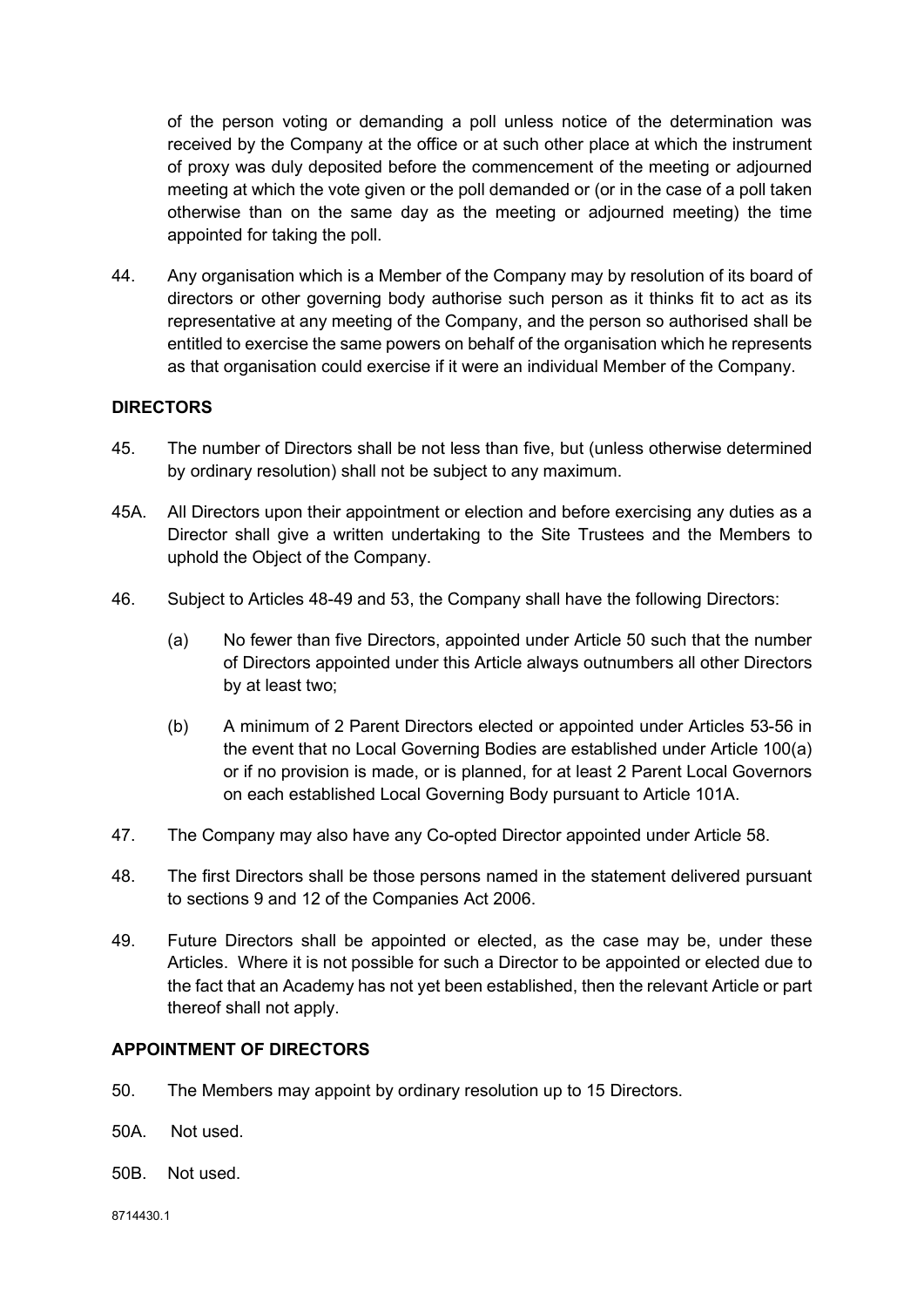of the person voting or demanding a poll unless notice of the determination was received by the Company at the office or at such other place at which the instrument of proxy was duly deposited before the commencement of the meeting or adjourned meeting at which the vote given or the poll demanded or (or in the case of a poll taken otherwise than on the same day as the meeting or adjourned meeting) the time appointed for taking the poll.

44. Any organisation which is a Member of the Company may by resolution of its board of directors or other governing body authorise such person as it thinks fit to act as its representative at any meeting of the Company, and the person so authorised shall be entitled to exercise the same powers on behalf of the organisation which he represents as that organisation could exercise if it were an individual Member of the Company.

## DIRECTORS

45. The number of Directors shall be not less than five, but (unless otherwise determined by ordinary resolution) shall not be subject to any maximum.

45A. All Directors upon their appointment or election and before exercising any duties as a Director shall give a written undertaking to the Site Trustees and the Members to uphold the Object of the Company.

46. Subject to Articles 48-49 and 53, the Company shall have the following Directors:

    (a) No fewer than five Directors, appointed under Article 50 such that the number of Directors appointed under this Article always outnumbers all other Directors by at least two;

    (b) A minimum of 2 Parent Directors elected or appointed under Articles 53-56 in the event that no Local Governing Bodies are established under Article 100(a) or if no provision is made, or is planned, for at least 2 Parent Local Governors on each established Local Governing Body pursuant to Article 101A.

47. The Company may also have any Co-opted Director appointed under Article 58.

48. The first Directors shall be those persons named in the statement delivered pursuant to sections 9 and 12 of the Companies Act 2006.

49. Future Directors shall be appointed or elected, as the case may be, under these Articles. Where it is not possible for such a Director to be appointed or elected due to the fact that an Academy has not yet been established, then the relevant Article or part thereof shall not apply.

## APPOINTMENT OF DIRECTORS

50. The Members may appoint by ordinary resolution up to 15 Directors.

50A. Not used.

50B. Not used.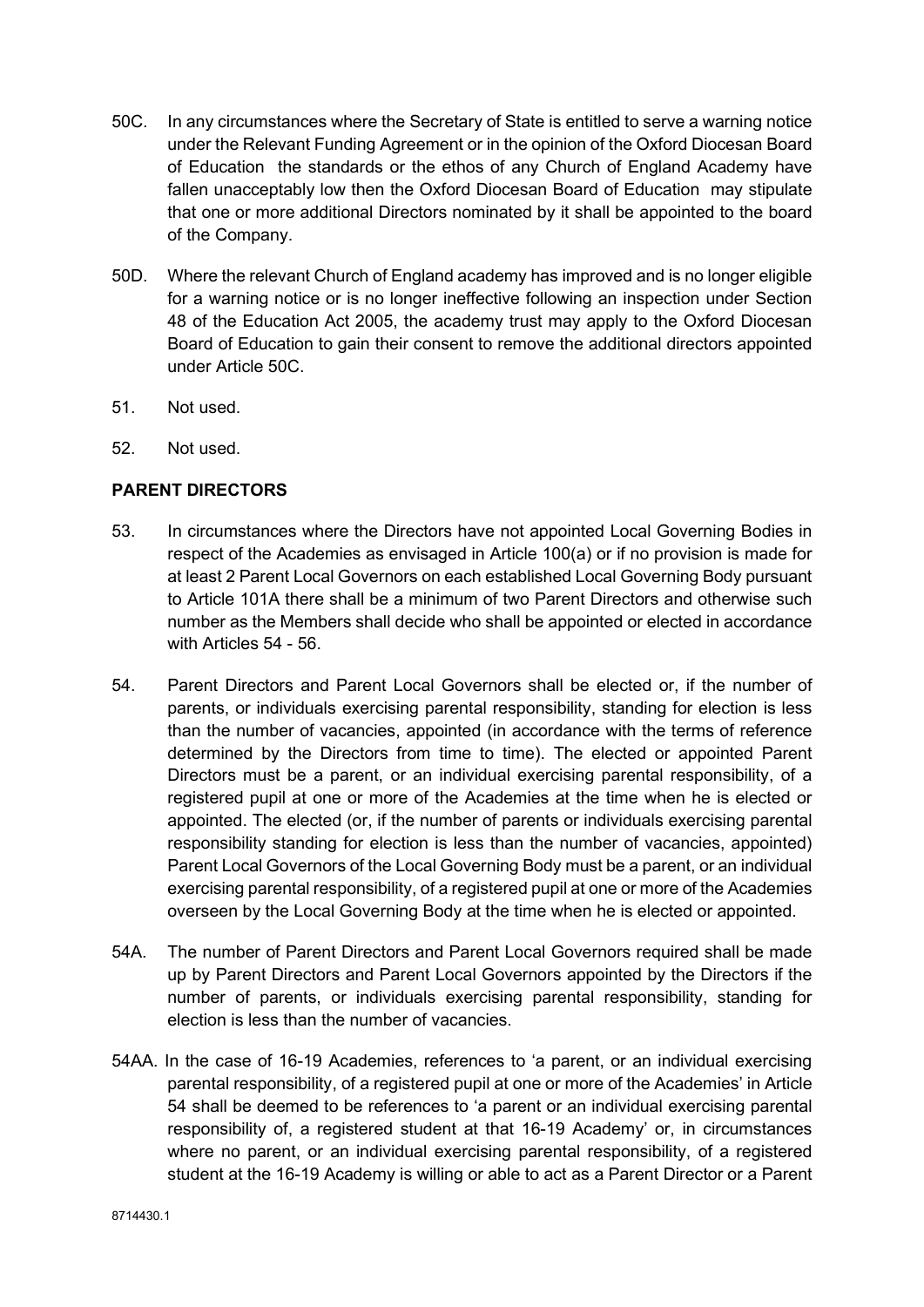50C. In any circumstances where the Secretary of State is entitled to serve a warning notice under the Relevant Funding Agreement or in the opinion of the Oxford Diocesan Board of Education the standards or the ethos of any Church of England Academy have fallen unacceptably low then the Oxford Diocesan Board of Education may stipulate that one or more additional Directors nominated by it shall be appointed to the board of the Company.

50D. Where the relevant Church of England academy has improved and is no longer eligible for a warning notice or is no longer ineffective following an inspection under Section 48 of the Education Act 2005, the academy trust may apply to the Oxford Diocesan Board of Education to gain their consent to remove the additional directors appointed under Article 50C.

51. Not used.

52. Not used.

**PARENT DIRECTORS**

53. In circumstances where the Directors have not appointed Local Governing Bodies in respect of the Academies as envisaged in Article 100(a) or if no provision is made for at least 2 Parent Local Governors on each established Local Governing Body pursuant to Article 101A there shall be a minimum of two Parent Directors and otherwise such number as the Members shall decide who shall be appointed or elected in accordance with Articles 54 - 56.

54. Parent Directors and Parent Local Governors shall be elected or, if the number of parents, or individuals exercising parental responsibility, standing for election is less than the number of vacancies, appointed (in accordance with the terms of reference determined by the Directors from time to time). The elected or appointed Parent Directors must be a parent, or an individual exercising parental responsibility, of a registered pupil at one or more of the Academies at the time when he is elected or appointed. The elected (or, if the number of parents or individuals exercising parental responsibility standing for election is less than the number of vacancies, appointed) Parent Local Governors of the Local Governing Body must be a parent, or an individual exercising parental responsibility, of a registered pupil at one or more of the Academies overseen by the Local Governing Body at the time when he is elected or appointed.

54A. The number of Parent Directors and Parent Local Governors required shall be made up by Parent Directors and Parent Local Governors appointed by the Directors if the number of parents, or individuals exercising parental responsibility, standing for election is less than the number of vacancies.

54AA. In the case of 16-19 Academies, references to 'a parent, or an individual exercising parental responsibility, of a registered pupil at one or more of the Academies' in Article 54 shall be deemed to be references to 'a parent or an individual exercising parental responsibility of, a registered student at that 16-19 Academy' or, in circumstances where no parent, or an individual exercising parental responsibility, of a registered student at the 16-19 Academy is willing or able to act as a Parent Director or a Parent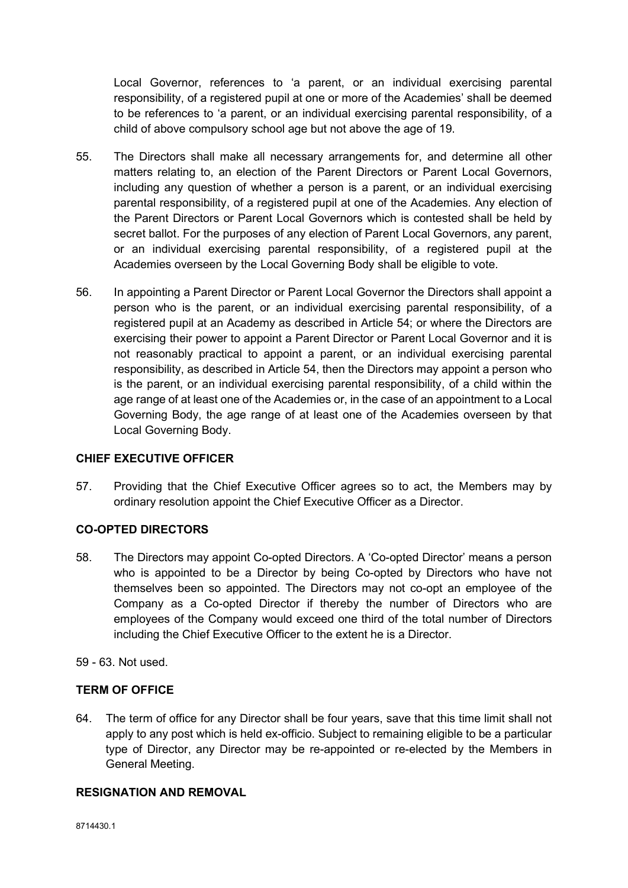Local Governor, references to 'a parent, or an individual exercising parental responsibility, of a registered pupil at one or more of the Academies' shall be deemed to be references to 'a parent, or an individual exercising parental responsibility, of a child of above compulsory school age but not above the age of 19.

55. The Directors shall make all necessary arrangements for, and determine all other matters relating to, an election of the Parent Directors or Parent Local Governors, including any question of whether a person is a parent, or an individual exercising parental responsibility, of a registered pupil at one of the Academies. Any election of the Parent Directors or Parent Local Governors which is contested shall be held by secret ballot. For the purposes of any election of Parent Local Governors, any parent, or an individual exercising parental responsibility, of a registered pupil at the Academies overseen by the Local Governing Body shall be eligible to vote.

56. In appointing a Parent Director or Parent Local Governor the Directors shall appoint a person who is the parent, or an individual exercising parental responsibility, of a registered pupil at an Academy as described in Article 54; or where the Directors are exercising their power to appoint a Parent Director or Parent Local Governor and it is not reasonably practical to appoint a parent, or an individual exercising parental responsibility, as described in Article 54, then the Directors may appoint a person who is the parent, or an individual exercising parental responsibility, of a child within the age range of at least one of the Academies or, in the case of an appointment to a Local Governing Body, the age range of at least one of the Academies overseen by that Local Governing Body.

**CHIEF EXECUTIVE OFFICER**

57. Providing that the Chief Executive Officer agrees so to act, the Members may by ordinary resolution appoint the Chief Executive Officer as a Director.

**CO-OPTED DIRECTORS**

58. The Directors may appoint Co-opted Directors. A 'Co-opted Director' means a person who is appointed to be a Director by being Co-opted by Directors who have not themselves been so appointed. The Directors may not co-opt an employee of the Company as a Co-opted Director if thereby the number of Directors who are employees of the Company would exceed one third of the total number of Directors including the Chief Executive Officer to the extent he is a Director.

59 - 63. Not used.

**TERM OF OFFICE**

64. The term of office for any Director shall be four years, save that this time limit shall not apply to any post which is held ex-officio. Subject to remaining eligible to be a particular type of Director, any Director may be re-appointed or re-elected by the Members in General Meeting.

**RESIGNATION AND REMOVAL**

8714430.1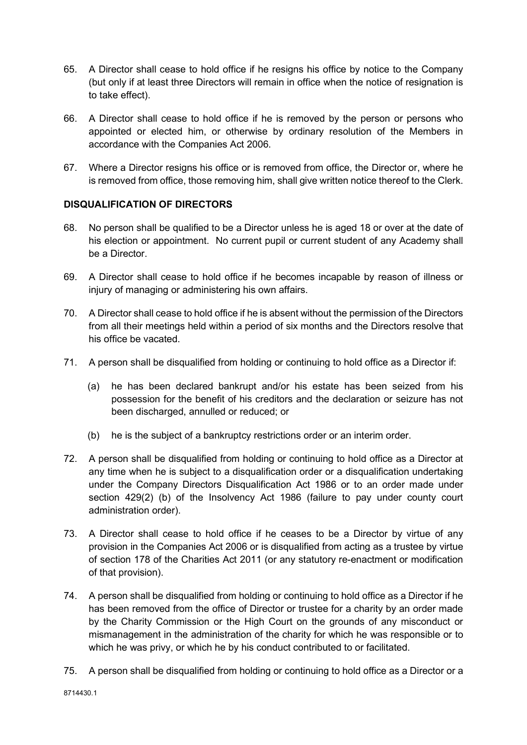65. A Director shall cease to hold office if he resigns his office by notice to the Company (but only if at least three Directors will remain in office when the notice of resignation is to take effect).

66. A Director shall cease to hold office if he is removed by the person or persons who appointed or elected him, or otherwise by ordinary resolution of the Members in accordance with the Companies Act 2006.

67. Where a Director resigns his office or is removed from office, the Director or, where he is removed from office, those removing him, shall give written notice thereof to the Clerk.

**DISQUALIFICATION OF DIRECTORS**

68. No person shall be qualified to be a Director unless he is aged 18 or over at the date of his election or appointment. No current pupil or current student of any Academy shall be a Director.

69. A Director shall cease to hold office if he becomes incapable by reason of illness or injury of managing or administering his own affairs.

70. A Director shall cease to hold office if he is absent without the permission of the Directors from all their meetings held within a period of six months and the Directors resolve that his office be vacated.

71. A person shall be disqualified from holding or continuing to hold office as a Director if:

    (a) he has been declared bankrupt and/or his estate has been seized from his possession for the benefit of his creditors and the declaration or seizure has not been discharged, annulled or reduced; or

    (b) he is the subject of a bankruptcy restrictions order or an interim order.

72. A person shall be disqualified from holding or continuing to hold office as a Director at any time when he is subject to a disqualification order or a disqualification undertaking under the Company Directors Disqualification Act 1986 or to an order made under section 429(2) (b) of the Insolvency Act 1986 (failure to pay under county court administration order).

73. A Director shall cease to hold office if he ceases to be a Director by virtue of any provision in the Companies Act 2006 or is disqualified from acting as a trustee by virtue of section 178 of the Charities Act 2011 (or any statutory re-enactment or modification of that provision).

74. A person shall be disqualified from holding or continuing to hold office as a Director if he has been removed from the office of Director or trustee for a charity by an order made by the Charity Commission or the High Court on the grounds of any misconduct or mismanagement in the administration of the charity for which he was responsible or to which he was privy, or which he by his conduct contributed to or facilitated.

75. A person shall be disqualified from holding or continuing to hold office as a Director or a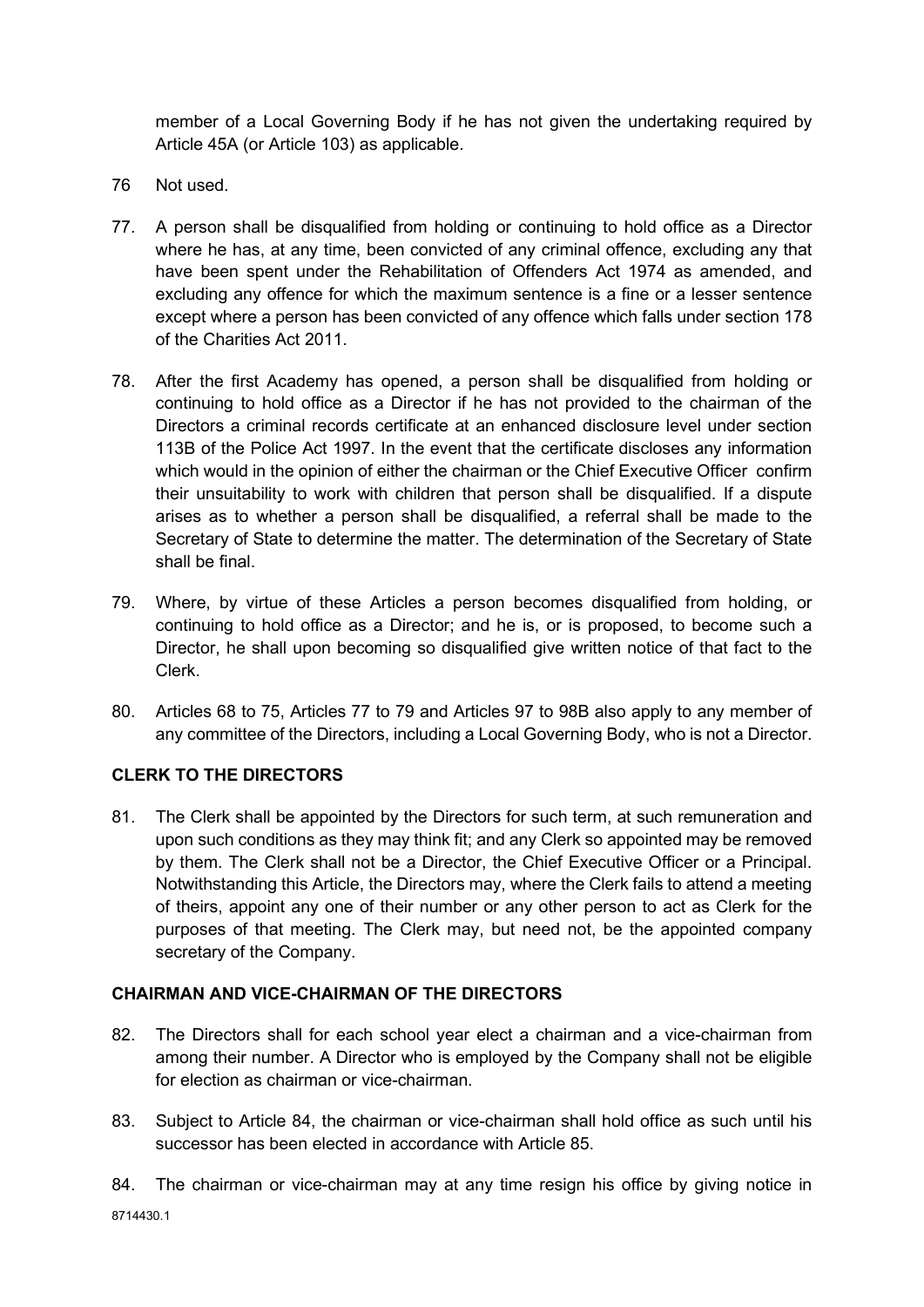member of a Local Governing Body if he has not given the undertaking required by Article 45A (or Article 103) as applicable.

76 Not used.

77. A person shall be disqualified from holding or continuing to hold office as a Director where he has, at any time, been convicted of any criminal offence, excluding any that have been spent under the Rehabilitation of Offenders Act 1974 as amended, and excluding any offence for which the maximum sentence is a fine or a lesser sentence except where a person has been convicted of any offence which falls under section 178 of the Charities Act 2011.

78. After the first Academy has opened, a person shall be disqualified from holding or continuing to hold office as a Director if he has not provided to the chairman of the Directors a criminal records certificate at an enhanced disclosure level under section 113B of the Police Act 1997. In the event that the certificate discloses any information which would in the opinion of either the chairman or the Chief Executive Officer confirm their unsuitability to work with children that person shall be disqualified. If a dispute arises as to whether a person shall be disqualified, a referral shall be made to the Secretary of State to determine the matter. The determination of the Secretary of State shall be final.

79. Where, by virtue of these Articles a person becomes disqualified from holding, or continuing to hold office as a Director; and he is, or is proposed, to become such a Director, he shall upon becoming so disqualified give written notice of that fact to the Clerk.

80. Articles 68 to 75, Articles 77 to 79 and Articles 97 to 98B also apply to any member of any committee of the Directors, including a Local Governing Body, who is not a Director.

**CLERK TO THE DIRECTORS**

81. The Clerk shall be appointed by the Directors for such term, at such remuneration and upon such conditions as they may think fit; and any Clerk so appointed may be removed by them. The Clerk shall not be a Director, the Chief Executive Officer or a Principal. Notwithstanding this Article, the Directors may, where the Clerk fails to attend a meeting of theirs, appoint any one of their number or any other person to act as Clerk for the purposes of that meeting. The Clerk may, but need not, be the appointed company secretary of the Company.

**CHAIRMAN AND VICE-CHAIRMAN OF THE DIRECTORS**

82. The Directors shall for each school year elect a chairman and a vice-chairman from among their number. A Director who is employed by the Company shall not be eligible for election as chairman or vice-chairman.

83. Subject to Article 84, the chairman or vice-chairman shall hold office as such until his successor has been elected in accordance with Article 85.

84. The chairman or vice-chairman may at any time resign his office by giving notice in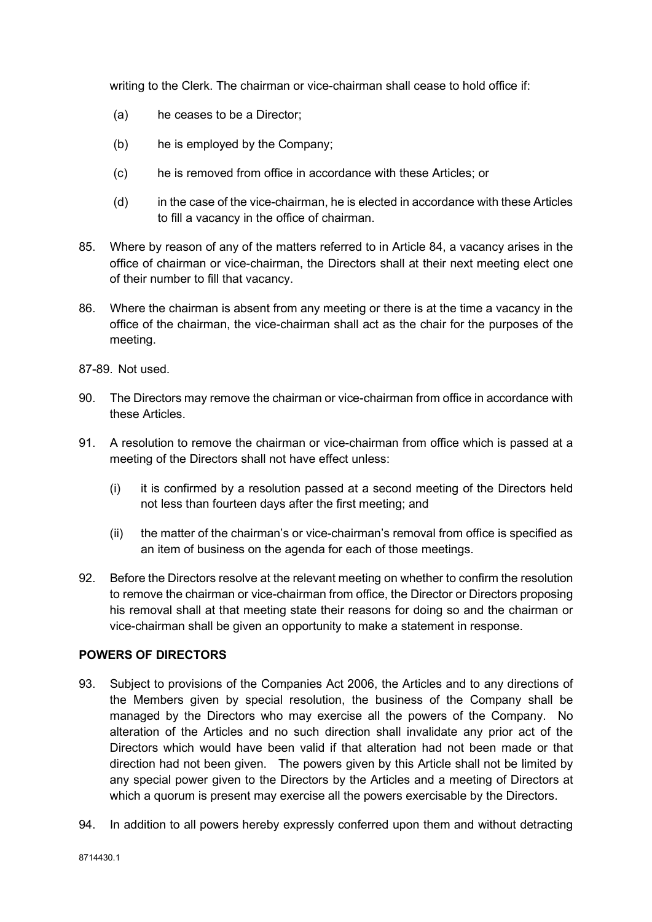writing to the Clerk. The chairman or vice-chairman shall cease to hold office if:

(a) he ceases to be a Director;

(b) he is employed by the Company;

(c) he is removed from office in accordance with these Articles; or

(d) in the case of the vice-chairman, he is elected in accordance with these Articles to fill a vacancy in the office of chairman.

85. Where by reason of any of the matters referred to in Article 84, a vacancy arises in the office of chairman or vice-chairman, the Directors shall at their next meeting elect one of their number to fill that vacancy.

86. Where the chairman is absent from any meeting or there is at the time a vacancy in the office of the chairman, the vice-chairman shall act as the chair for the purposes of the meeting.

87-89. Not used.

90. The Directors may remove the chairman or vice-chairman from office in accordance with these Articles.

91. A resolution to remove the chairman or vice-chairman from office which is passed at a meeting of the Directors shall not have effect unless:

(i) it is confirmed by a resolution passed at a second meeting of the Directors held not less than fourteen days after the first meeting; and

(ii) the matter of the chairman's or vice-chairman's removal from office is specified as an item of business on the agenda for each of those meetings.

92. Before the Directors resolve at the relevant meeting on whether to confirm the resolution to remove the chairman or vice-chairman from office, the Director or Directors proposing his removal shall at that meeting state their reasons for doing so and the chairman or vice-chairman shall be given an opportunity to make a statement in response.

**POWERS OF DIRECTORS**

93. Subject to provisions of the Companies Act 2006, the Articles and to any directions of the Members given by special resolution, the business of the Company shall be managed by the Directors who may exercise all the powers of the Company. No alteration of the Articles and no such direction shall invalidate any prior act of the Directors which would have been valid if that alteration had not been made or that direction had not been given. The powers given by this Article shall not be limited by any special power given to the Directors by the Articles and a meeting of Directors at which a quorum is present may exercise all the powers exercisable by the Directors.

94. In addition to all powers hereby expressly conferred upon them and without detracting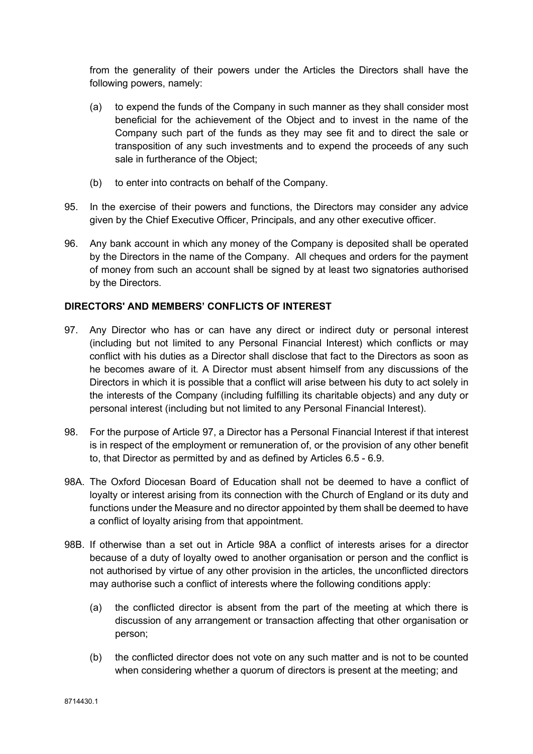from the generality of their powers under the Articles the Directors shall have the following powers, namely:

(a) to expend the funds of the Company in such manner as they shall consider most beneficial for the achievement of the Object and to invest in the name of the Company such part of the funds as they may see fit and to direct the sale or transposition of any such investments and to expend the proceeds of any such sale in furtherance of the Object;

(b) to enter into contracts on behalf of the Company.

95. In the exercise of their powers and functions, the Directors may consider any advice given by the Chief Executive Officer, Principals, and any other executive officer.

96. Any bank account in which any money of the Company is deposited shall be operated by the Directors in the name of the Company. All cheques and orders for the payment of money from such an account shall be signed by at least two signatories authorised by the Directors.

**DIRECTORS' AND MEMBERS' CONFLICTS OF INTEREST**

97. Any Director who has or can have any direct or indirect duty or personal interest (including but not limited to any Personal Financial Interest) which conflicts or may conflict with his duties as a Director shall disclose that fact to the Directors as soon as he becomes aware of it. A Director must absent himself from any discussions of the Directors in which it is possible that a conflict will arise between his duty to act solely in the interests of the Company (including fulfilling its charitable objects) and any duty or personal interest (including but not limited to any Personal Financial Interest).

98. For the purpose of Article 97, a Director has a Personal Financial Interest if that interest is in respect of the employment or remuneration of, or the provision of any other benefit to, that Director as permitted by and as defined by Articles 6.5 - 6.9.

98A. The Oxford Diocesan Board of Education shall not be deemed to have a conflict of loyalty or interest arising from its connection with the Church of England or its duty and functions under the Measure and no director appointed by them shall be deemed to have a conflict of loyalty arising from that appointment.

98B. If otherwise than a set out in Article 98A a conflict of interests arises for a director because of a duty of loyalty owed to another organisation or person and the conflict is not authorised by virtue of any other provision in the articles, the unconflicted directors may authorise such a conflict of interests where the following conditions apply:

(a) the conflicted director is absent from the part of the meeting at which there is discussion of any arrangement or transaction affecting that other organisation or person;

(b) the conflicted director does not vote on any such matter and is not to be counted when considering whether a quorum of directors is present at the meeting; and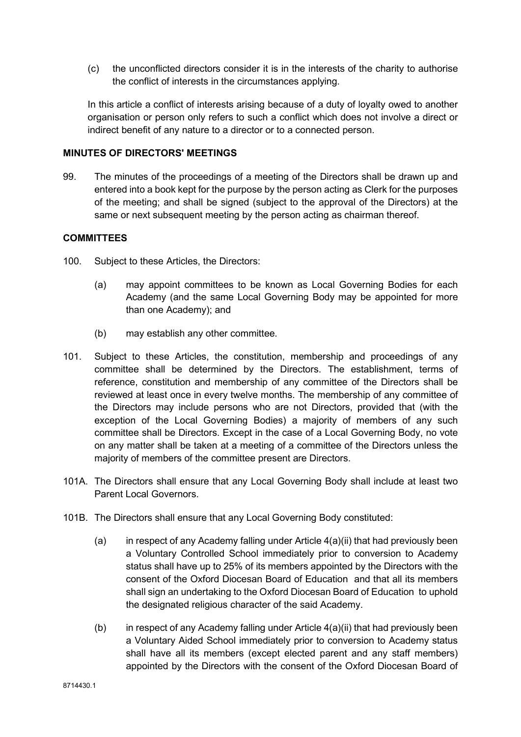(c) the unconflicted directors consider it is in the interests of the charity to authorise the conflict of interests in the circumstances applying.

In this article a conflict of interests arising because of a duty of loyalty owed to another organisation or person only refers to such a conflict which does not involve a direct or indirect benefit of any nature to a director or to a connected person.

**MINUTES OF DIRECTORS' MEETINGS**

99. The minutes of the proceedings of a meeting of the Directors shall be drawn up and entered into a book kept for the purpose by the person acting as Clerk for the purposes of the meeting; and shall be signed (subject to the approval of the Directors) at the same or next subsequent meeting by the person acting as chairman thereof.

**COMMITTEES**

100. Subject to these Articles, the Directors:

   (a) may appoint committees to be known as Local Governing Bodies for each Academy (and the same Local Governing Body may be appointed for more than one Academy); and

   (b) may establish any other committee.

101. Subject to these Articles, the constitution, membership and proceedings of any committee shall be determined by the Directors. The establishment, terms of reference, constitution and membership of any committee of the Directors shall be reviewed at least once in every twelve months. The membership of any committee of the Directors may include persons who are not Directors, provided that (with the exception of the Local Governing Bodies) a majority of members of any such committee shall be Directors. Except in the case of a Local Governing Body, no vote on any matter shall be taken at a meeting of a committee of the Directors unless the majority of members of the committee present are Directors.

101A. The Directors shall ensure that any Local Governing Body shall include at least two Parent Local Governors.

101B. The Directors shall ensure that any Local Governing Body constituted:

   (a) in respect of any Academy falling under Article 4(a)(ii) that had previously been a Voluntary Controlled School immediately prior to conversion to Academy status shall have up to 25% of its members appointed by the Directors with the consent of the Oxford Diocesan Board of Education and that all its members shall sign an undertaking to the Oxford Diocesan Board of Education to uphold the designated religious character of the said Academy.

   (b) in respect of any Academy falling under Article 4(a)(ii) that had previously been a Voluntary Aided School immediately prior to conversion to Academy status shall have all its members (except elected parent and any staff members) appointed by the Directors with the consent of the Oxford Diocesan Board of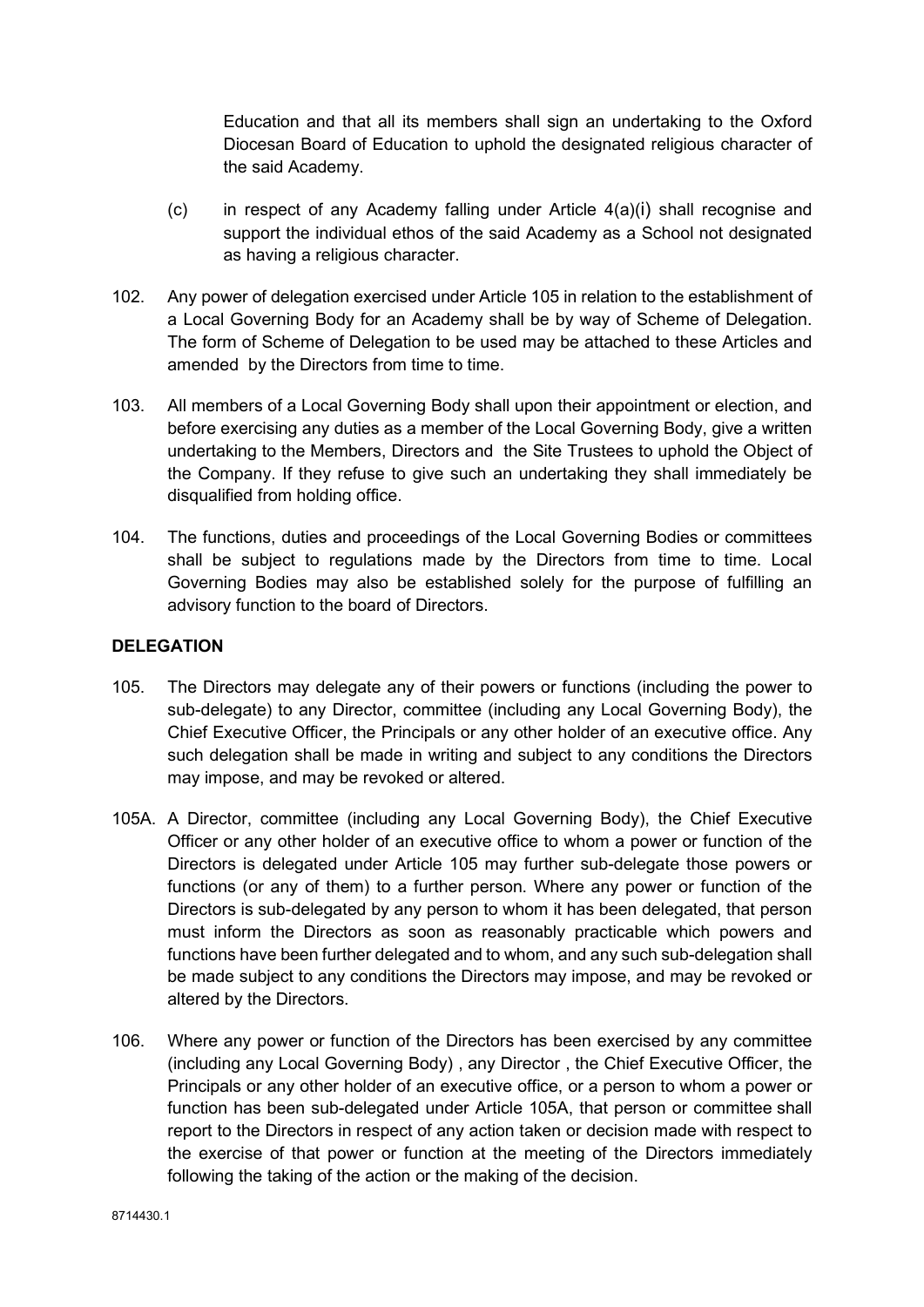Education and that all its members shall sign an undertaking to the Oxford Diocesan Board of Education to uphold the designated religious character of the said Academy.

(c) in respect of any Academy falling under Article 4(a)(i) shall recognise and support the individual ethos of the said Academy as a School not designated as having a religious character.

102. Any power of delegation exercised under Article 105 in relation to the establishment of a Local Governing Body for an Academy shall be by way of Scheme of Delegation. The form of Scheme of Delegation to be used may be attached to these Articles and amended by the Directors from time to time.

103. All members of a Local Governing Body shall upon their appointment or election, and before exercising any duties as a member of the Local Governing Body, give a written undertaking to the Members, Directors and the Site Trustees to uphold the Object of the Company. If they refuse to give such an undertaking they shall immediately be disqualified from holding office.

104. The functions, duties and proceedings of the Local Governing Bodies or committees shall be subject to regulations made by the Directors from time to time. Local Governing Bodies may also be established solely for the purpose of fulfilling an advisory function to the board of Directors.

**DELEGATION**

105. The Directors may delegate any of their powers or functions (including the power to sub-delegate) to any Director, committee (including any Local Governing Body), the Chief Executive Officer, the Principals or any other holder of an executive office. Any such delegation shall be made in writing and subject to any conditions the Directors may impose, and may be revoked or altered.

105A. A Director, committee (including any Local Governing Body), the Chief Executive Officer or any other holder of an executive office to whom a power or function of the Directors is delegated under Article 105 may further sub-delegate those powers or functions (or any of them) to a further person. Where any power or function of the Directors is sub-delegated by any person to whom it has been delegated, that person must inform the Directors as soon as reasonably practicable which powers and functions have been further delegated and to whom, and any such sub-delegation shall be made subject to any conditions the Directors may impose, and may be revoked or altered by the Directors.

106. Where any power or function of the Directors has been exercised by any committee (including any Local Governing Body) , any Director , the Chief Executive Officer, the Principals or any other holder of an executive office, or a person to whom a power or function has been sub-delegated under Article 105A, that person or committee shall report to the Directors in respect of any action taken or decision made with respect to the exercise of that power or function at the meeting of the Directors immediately following the taking of the action or the making of the decision.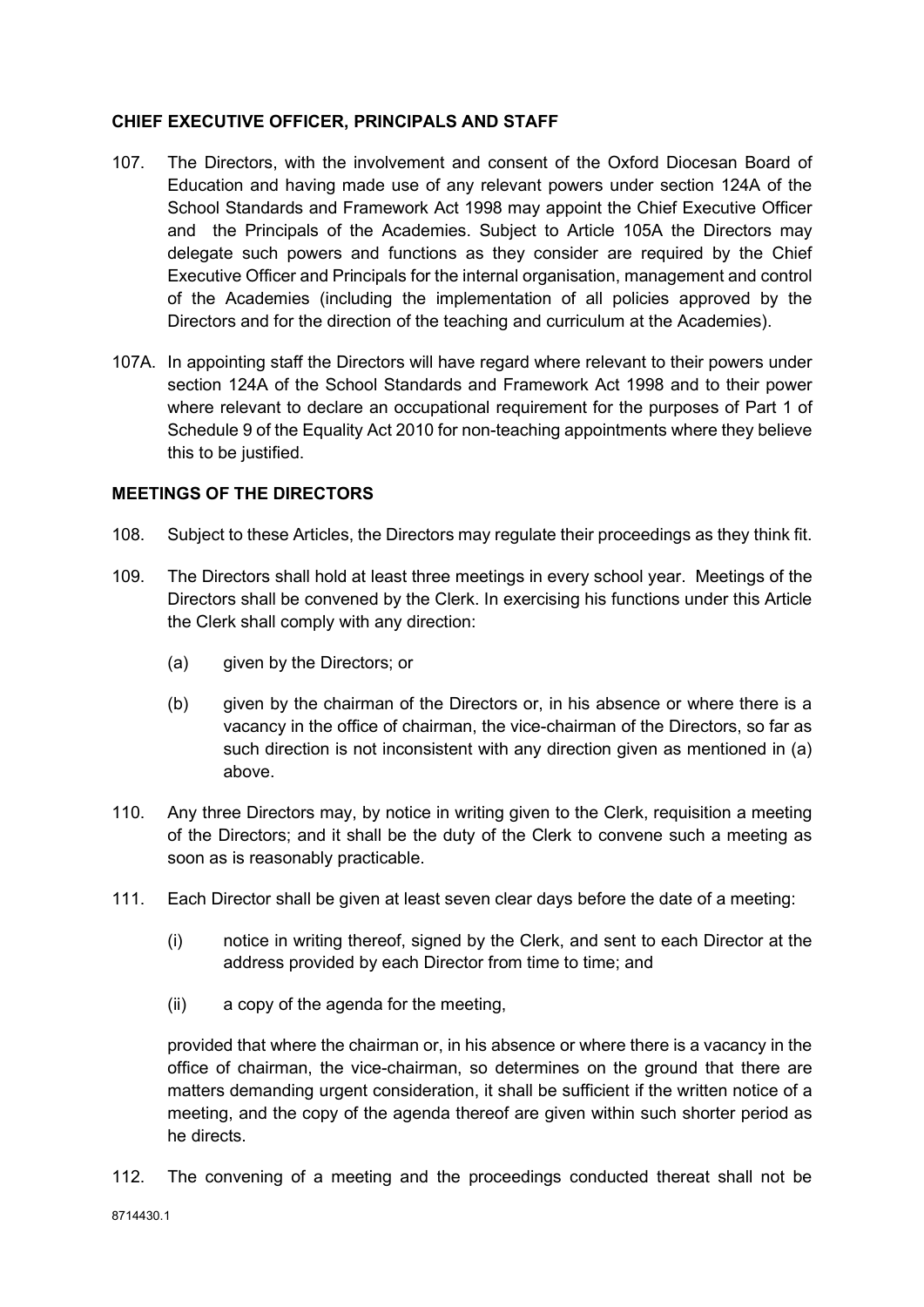## CHIEF EXECUTIVE OFFICER, PRINCIPALS AND STAFF

107. The Directors, with the involvement and consent of the Oxford Diocesan Board of Education and having made use of any relevant powers under section 124A of the School Standards and Framework Act 1998 may appoint the Chief Executive Officer and the Principals of the Academies. Subject to Article 105A the Directors may delegate such powers and functions as they consider are required by the Chief Executive Officer and Principals for the internal organisation, management and control of the Academies (including the implementation of all policies approved by the Directors and for the direction of the teaching and curriculum at the Academies).

107A. In appointing staff the Directors will have regard where relevant to their powers under section 124A of the School Standards and Framework Act 1998 and to their power where relevant to declare an occupational requirement for the purposes of Part 1 of Schedule 9 of the Equality Act 2010 for non-teaching appointments where they believe this to be justified.

## MEETINGS OF THE DIRECTORS

108. Subject to these Articles, the Directors may regulate their proceedings as they think fit.

109. The Directors shall hold at least three meetings in every school year. Meetings of the Directors shall be convened by the Clerk. In exercising his functions under this Article the Clerk shall comply with any direction:

    (a) given by the Directors; or

    (b) given by the chairman of the Directors or, in his absence or where there is a vacancy in the office of chairman, the vice-chairman of the Directors, so far as such direction is not inconsistent with any direction given as mentioned in (a) above.

110. Any three Directors may, by notice in writing given to the Clerk, requisition a meeting of the Directors; and it shall be the duty of the Clerk to convene such a meeting as soon as is reasonably practicable.

111. Each Director shall be given at least seven clear days before the date of a meeting:

    (i) notice in writing thereof, signed by the Clerk, and sent to each Director at the address provided by each Director from time to time; and

    (ii) a copy of the agenda for the meeting,

    provided that where the chairman or, in his absence or where there is a vacancy in the office of chairman, the vice-chairman, so determines on the ground that there are matters demanding urgent consideration, it shall be sufficient if the written notice of a meeting, and the copy of the agenda thereof are given within such shorter period as he directs.

112. The convening of a meeting and the proceedings conducted thereat shall not be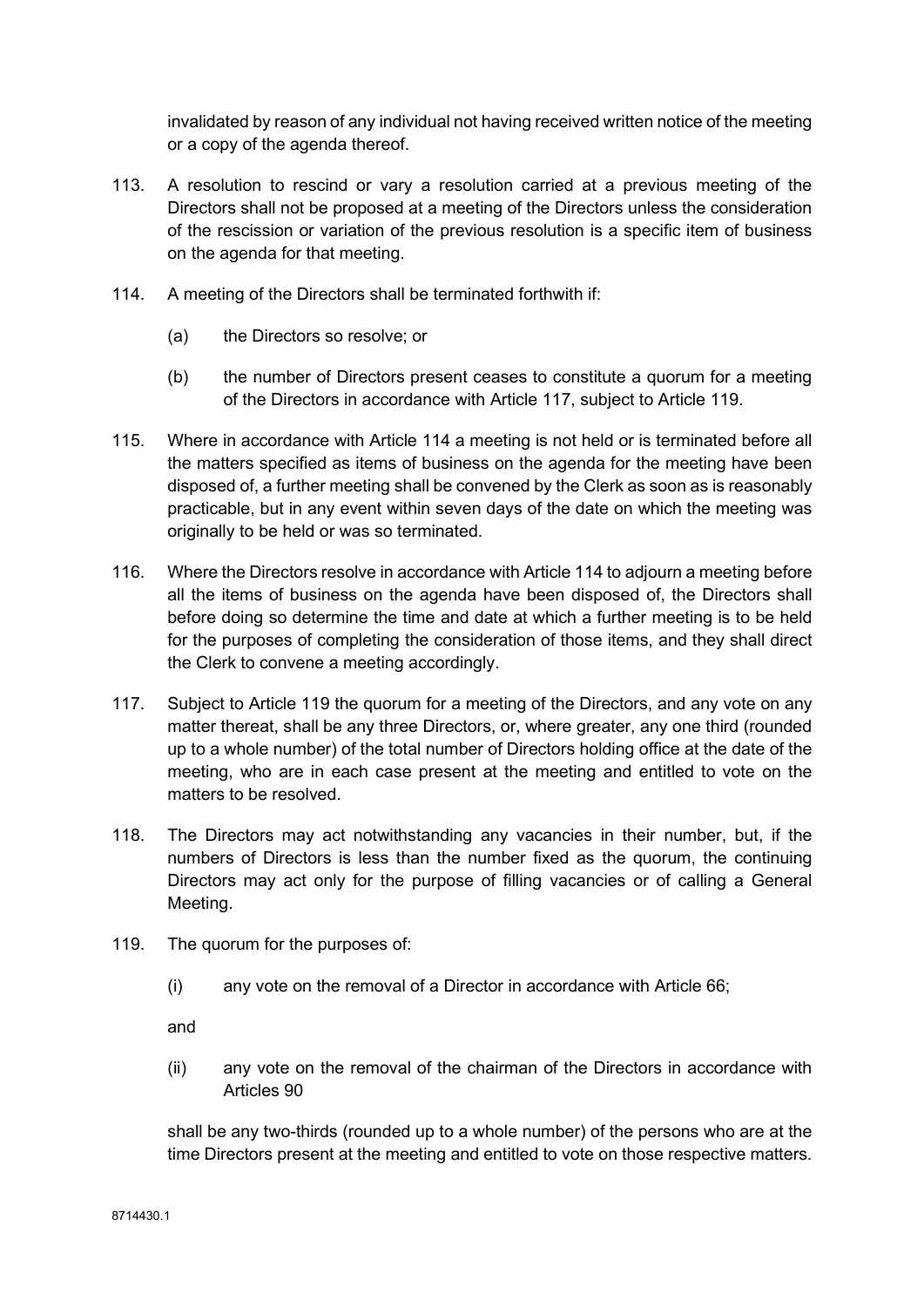invalidated by reason of any individual not having received written notice of the meeting or a copy of the agenda thereof.

113. A resolution to rescind or vary a resolution carried at a previous meeting of the Directors shall not be proposed at a meeting of the Directors unless the consideration of the rescission or variation of the previous resolution is a specific item of business on the agenda for that meeting.

114. A meeting of the Directors shall be terminated forthwith if:

   (a) the Directors so resolve; or

   (b) the number of Directors present ceases to constitute a quorum for a meeting of the Directors in accordance with Article 117, subject to Article 119.

115. Where in accordance with Article 114 a meeting is not held or is terminated before all the matters specified as items of business on the agenda for the meeting have been disposed of, a further meeting shall be convened by the Clerk as soon as is reasonably practicable, but in any event within seven days of the date on which the meeting was originally to be held or was so terminated.

116. Where the Directors resolve in accordance with Article 114 to adjourn a meeting before all the items of business on the agenda have been disposed of, the Directors shall before doing so determine the time and date at which a further meeting is to be held for the purposes of completing the consideration of those items, and they shall direct the Clerk to convene a meeting accordingly.

117. Subject to Article 119 the quorum for a meeting of the Directors, and any vote on any matter thereat, shall be any three Directors, or, where greater, any one third (rounded up to a whole number) of the total number of Directors holding office at the date of the meeting, who are in each case present at the meeting and entitled to vote on the matters to be resolved.

118. The Directors may act notwithstanding any vacancies in their number, but, if the numbers of Directors is less than the number fixed as the quorum, the continuing Directors may act only for the purpose of filling vacancies or of calling a General Meeting.

119. The quorum for the purposes of:

   (i) any vote on the removal of a Director in accordance with Article 66;

   and

   (ii) any vote on the removal of the chairman of the Directors in accordance with Articles 90

   shall be any two-thirds (rounded up to a whole number) of the persons who are at the time Directors present at the meeting and entitled to vote on those respective matters.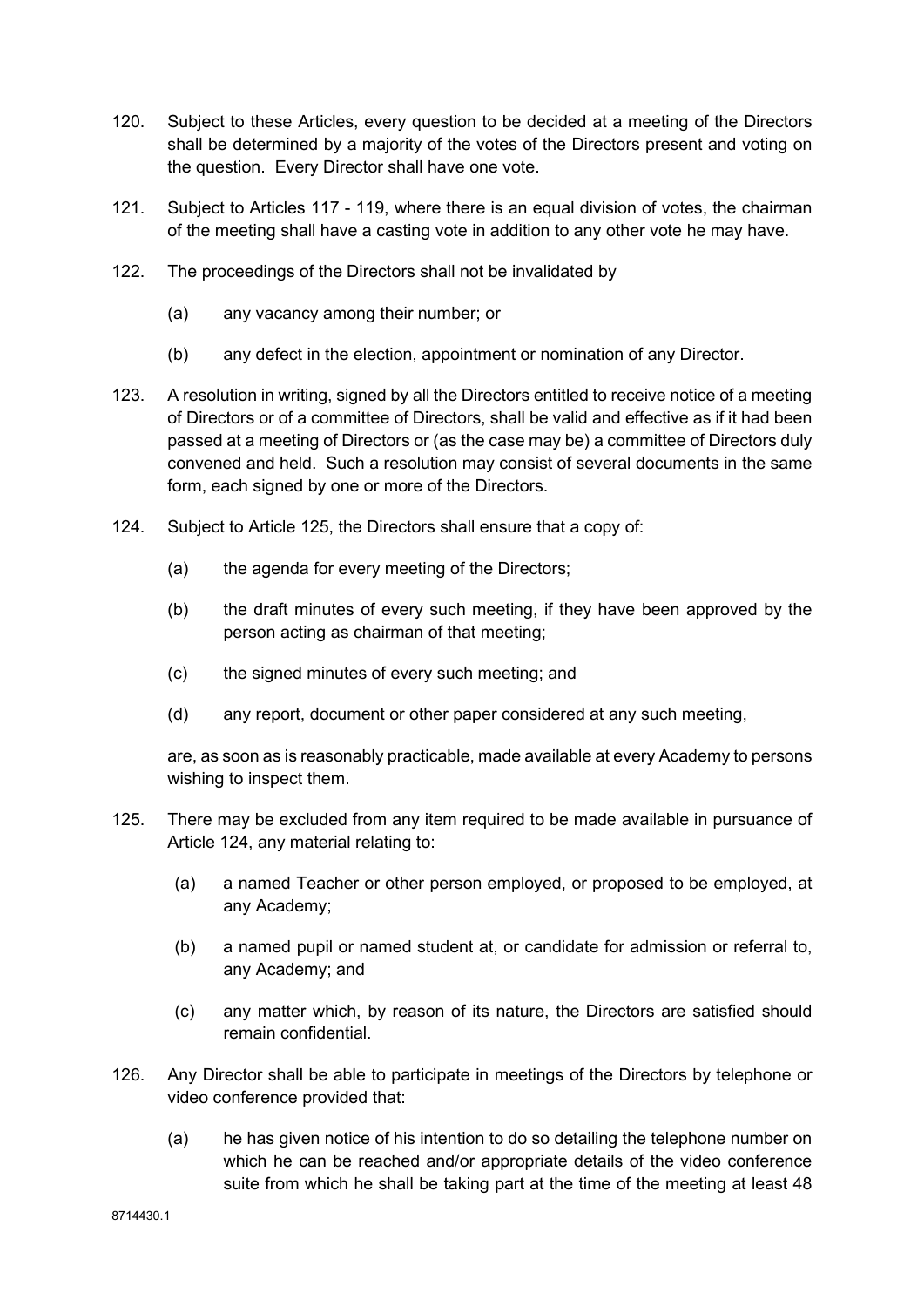120. Subject to these Articles, every question to be decided at a meeting of the Directors shall be determined by a majority of the votes of the Directors present and voting on the question. Every Director shall have one vote.

121. Subject to Articles 117 - 119, where there is an equal division of votes, the chairman of the meeting shall have a casting vote in addition to any other vote he may have.

122. The proceedings of the Directors shall not be invalidated by

    (a) any vacancy among their number; or

    (b) any defect in the election, appointment or nomination of any Director.

123. A resolution in writing, signed by all the Directors entitled to receive notice of a meeting of Directors or of a committee of Directors, shall be valid and effective as if it had been passed at a meeting of Directors or (as the case may be) a committee of Directors duly convened and held. Such a resolution may consist of several documents in the same form, each signed by one or more of the Directors.

124. Subject to Article 125, the Directors shall ensure that a copy of:

    (a) the agenda for every meeting of the Directors;

    (b) the draft minutes of every such meeting, if they have been approved by the person acting as chairman of that meeting;

    (c) the signed minutes of every such meeting; and

    (d) any report, document or other paper considered at any such meeting,

    are, as soon as is reasonably practicable, made available at every Academy to persons wishing to inspect them.

125. There may be excluded from any item required to be made available in pursuance of Article 124, any material relating to:

    (a) a named Teacher or other person employed, or proposed to be employed, at any Academy;

    (b) a named pupil or named student at, or candidate for admission or referral to, any Academy; and

    (c) any matter which, by reason of its nature, the Directors are satisfied should remain confidential.

126. Any Director shall be able to participate in meetings of the Directors by telephone or video conference provided that:

    (a) he has given notice of his intention to do so detailing the telephone number on which he can be reached and/or appropriate details of the video conference suite from which he shall be taking part at the time of the meeting at least 48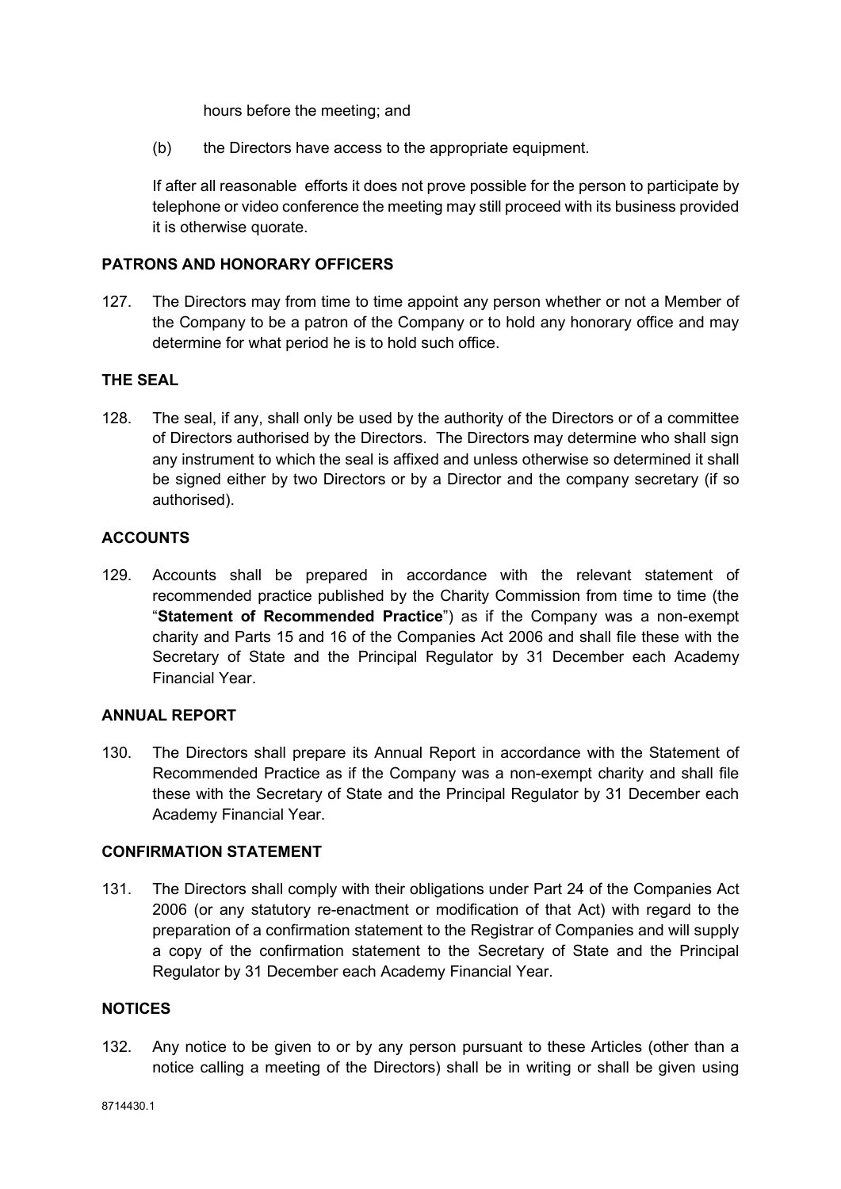hours before the meeting; and

(b) the Directors have access to the appropriate equipment.

If after all reasonable efforts it does not prove possible for the person to participate by telephone or video conference the meeting may still proceed with its business provided it is otherwise quorate.

**PATRONS AND HONORARY OFFICERS**

127. The Directors may from time to time appoint any person whether or not a Member of the Company to be a patron of the Company or to hold any honorary office and may determine for what period he is to hold such office.

**THE SEAL**

128. The seal, if any, shall only be used by the authority of the Directors or of a committee of Directors authorised by the Directors. The Directors may determine who shall sign any instrument to which the seal is affixed and unless otherwise so determined it shall be signed either by two Directors or by a Director and the company secretary (if so authorised).

**ACCOUNTS**

129. Accounts shall be prepared in accordance with the relevant statement of recommended practice published by the Charity Commission from time to time (the "**Statement of Recommended Practice**") as if the Company was a non-exempt charity and Parts 15 and 16 of the Companies Act 2006 and shall file these with the Secretary of State and the Principal Regulator by 31 December each Academy Financial Year.

**ANNUAL REPORT**

130. The Directors shall prepare its Annual Report in accordance with the Statement of Recommended Practice as if the Company was a non-exempt charity and shall file these with the Secretary of State and the Principal Regulator by 31 December each Academy Financial Year.

**CONFIRMATION STATEMENT**

131. The Directors shall comply with their obligations under Part 24 of the Companies Act 2006 (or any statutory re-enactment or modification of that Act) with regard to the preparation of a confirmation statement to the Registrar of Companies and will supply a copy of the confirmation statement to the Secretary of State and the Principal Regulator by 31 December each Academy Financial Year.

**NOTICES**

132. Any notice to be given to or by any person pursuant to these Articles (other than a notice calling a meeting of the Directors) shall be in writing or shall be given using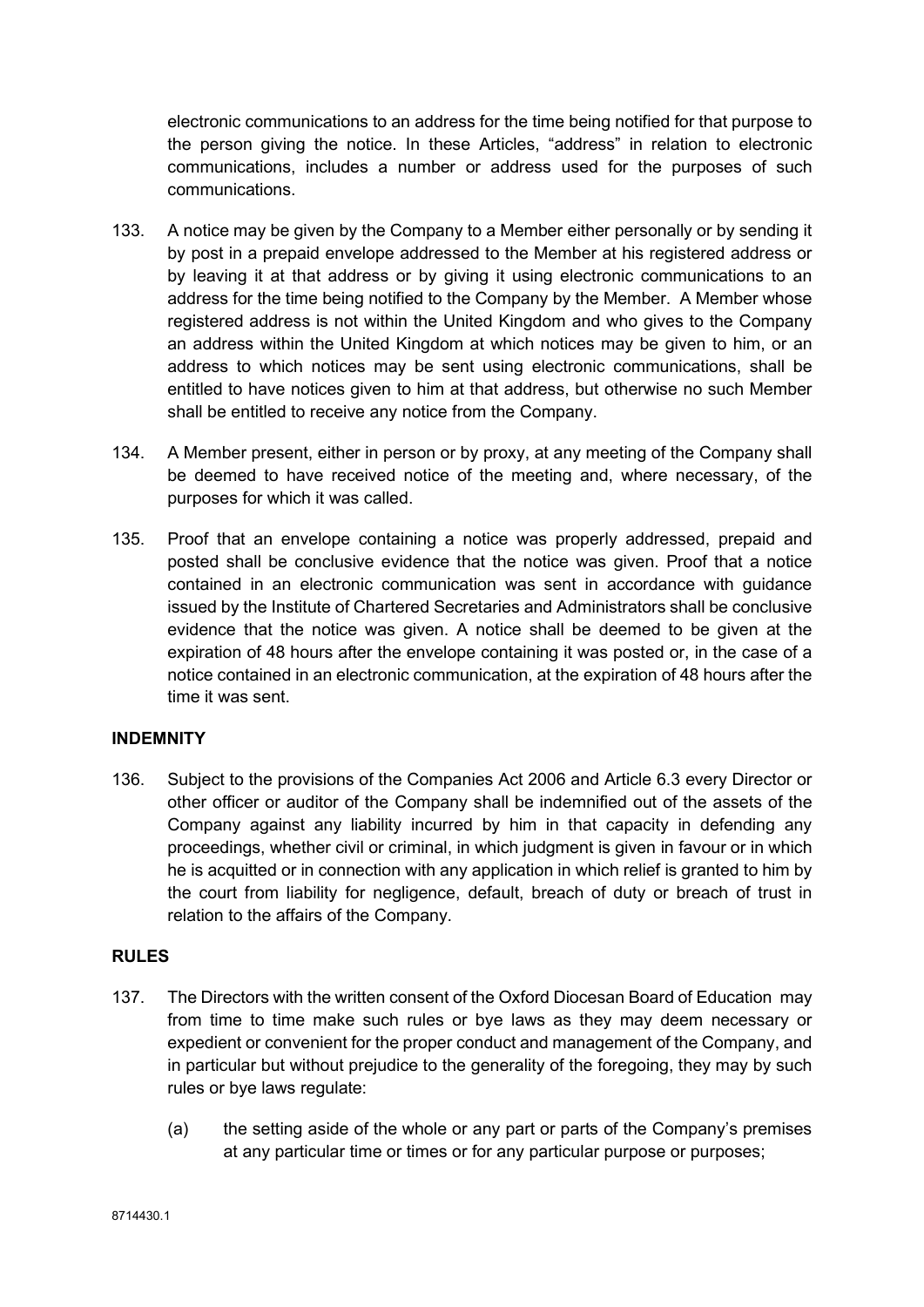electronic communications to an address for the time being notified for that purpose to the person giving the notice. In these Articles, "address" in relation to electronic communications, includes a number or address used for the purposes of such communications.

133. A notice may be given by the Company to a Member either personally or by sending it by post in a prepaid envelope addressed to the Member at his registered address or by leaving it at that address or by giving it using electronic communications to an address for the time being notified to the Company by the Member. A Member whose registered address is not within the United Kingdom and who gives to the Company an address within the United Kingdom at which notices may be given to him, or an address to which notices may be sent using electronic communications, shall be entitled to have notices given to him at that address, but otherwise no such Member shall be entitled to receive any notice from the Company.

134. A Member present, either in person or by proxy, at any meeting of the Company shall be deemed to have received notice of the meeting and, where necessary, of the purposes for which it was called.

135. Proof that an envelope containing a notice was properly addressed, prepaid and posted shall be conclusive evidence that the notice was given. Proof that a notice contained in an electronic communication was sent in accordance with guidance issued by the Institute of Chartered Secretaries and Administrators shall be conclusive evidence that the notice was given. A notice shall be deemed to be given at the expiration of 48 hours after the envelope containing it was posted or, in the case of a notice contained in an electronic communication, at the expiration of 48 hours after the time it was sent.

**INDEMNITY**

136. Subject to the provisions of the Companies Act 2006 and Article 6.3 every Director or other officer or auditor of the Company shall be indemnified out of the assets of the Company against any liability incurred by him in that capacity in defending any proceedings, whether civil or criminal, in which judgment is given in favour or in which he is acquitted or in connection with any application in which relief is granted to him by the court from liability for negligence, default, breach of duty or breach of trust in relation to the affairs of the Company.

**RULES**

137. The Directors with the written consent of the Oxford Diocesan Board of Education may from time to time make such rules or bye laws as they may deem necessary or expedient or convenient for the proper conduct and management of the Company, and in particular but without prejudice to the generality of the foregoing, they may by such rules or bye laws regulate:

    (a) the setting aside of the whole or any part or parts of the Company's premises at any particular time or times or for any particular purpose or purposes;

8714430.1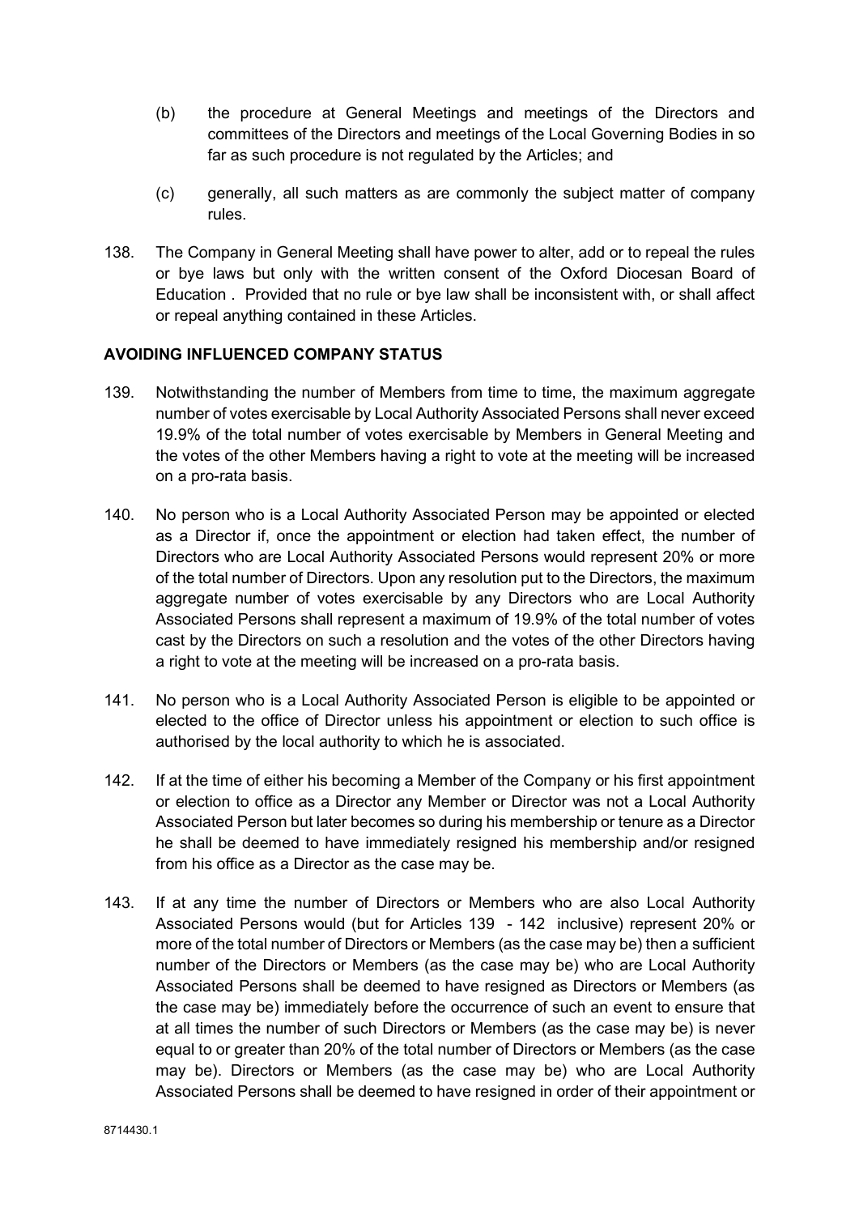(b) the procedure at General Meetings and meetings of the Directors and committees of the Directors and meetings of the Local Governing Bodies in so far as such procedure is not regulated by the Articles; and

(c) generally, all such matters as are commonly the subject matter of company rules.

138. The Company in General Meeting shall have power to alter, add or to repeal the rules or bye laws but only with the written consent of the Oxford Diocesan Board of Education . Provided that no rule or bye law shall be inconsistent with, or shall affect or repeal anything contained in these Articles.

**AVOIDING INFLUENCED COMPANY STATUS**

139. Notwithstanding the number of Members from time to time, the maximum aggregate number of votes exercisable by Local Authority Associated Persons shall never exceed 19.9% of the total number of votes exercisable by Members in General Meeting and the votes of the other Members having a right to vote at the meeting will be increased on a pro-rata basis.

140. No person who is a Local Authority Associated Person may be appointed or elected as a Director if, once the appointment or election had taken effect, the number of Directors who are Local Authority Associated Persons would represent 20% or more of the total number of Directors. Upon any resolution put to the Directors, the maximum aggregate number of votes exercisable by any Directors who are Local Authority Associated Persons shall represent a maximum of 19.9% of the total number of votes cast by the Directors on such a resolution and the votes of the other Directors having a right to vote at the meeting will be increased on a pro-rata basis.

141. No person who is a Local Authority Associated Person is eligible to be appointed or elected to the office of Director unless his appointment or election to such office is authorised by the local authority to which he is associated.

142. If at the time of either his becoming a Member of the Company or his first appointment or election to office as a Director any Member or Director was not a Local Authority Associated Person but later becomes so during his membership or tenure as a Director he shall be deemed to have immediately resigned his membership and/or resigned from his office as a Director as the case may be.

143. If at any time the number of Directors or Members who are also Local Authority Associated Persons would (but for Articles 139 - 142 inclusive) represent 20% or more of the total number of Directors or Members (as the case may be) then a sufficient number of the Directors or Members (as the case may be) who are Local Authority Associated Persons shall be deemed to have resigned as Directors or Members (as the case may be) immediately before the occurrence of such an event to ensure that at all times the number of such Directors or Members (as the case may be) is never equal to or greater than 20% of the total number of Directors or Members (as the case may be). Directors or Members (as the case may be) who are Local Authority Associated Persons shall be deemed to have resigned in order of their appointment or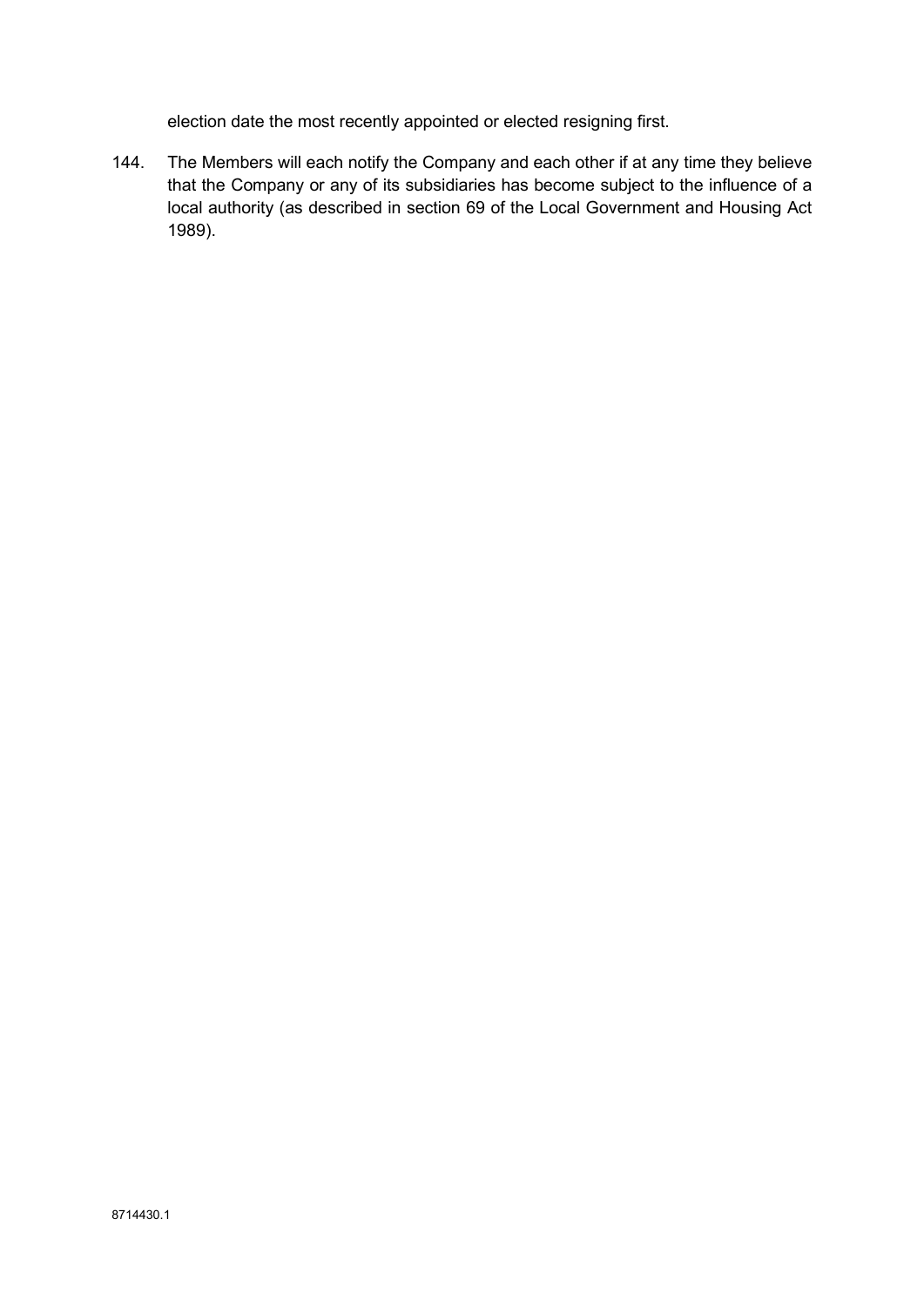election date the most recently appointed or elected resigning first.

144. The Members will each notify the Company and each other if at any time they believe that the Company or any of its subsidiaries has become subject to the influence of a local authority (as described in section 69 of the Local Government and Housing Act 1989).